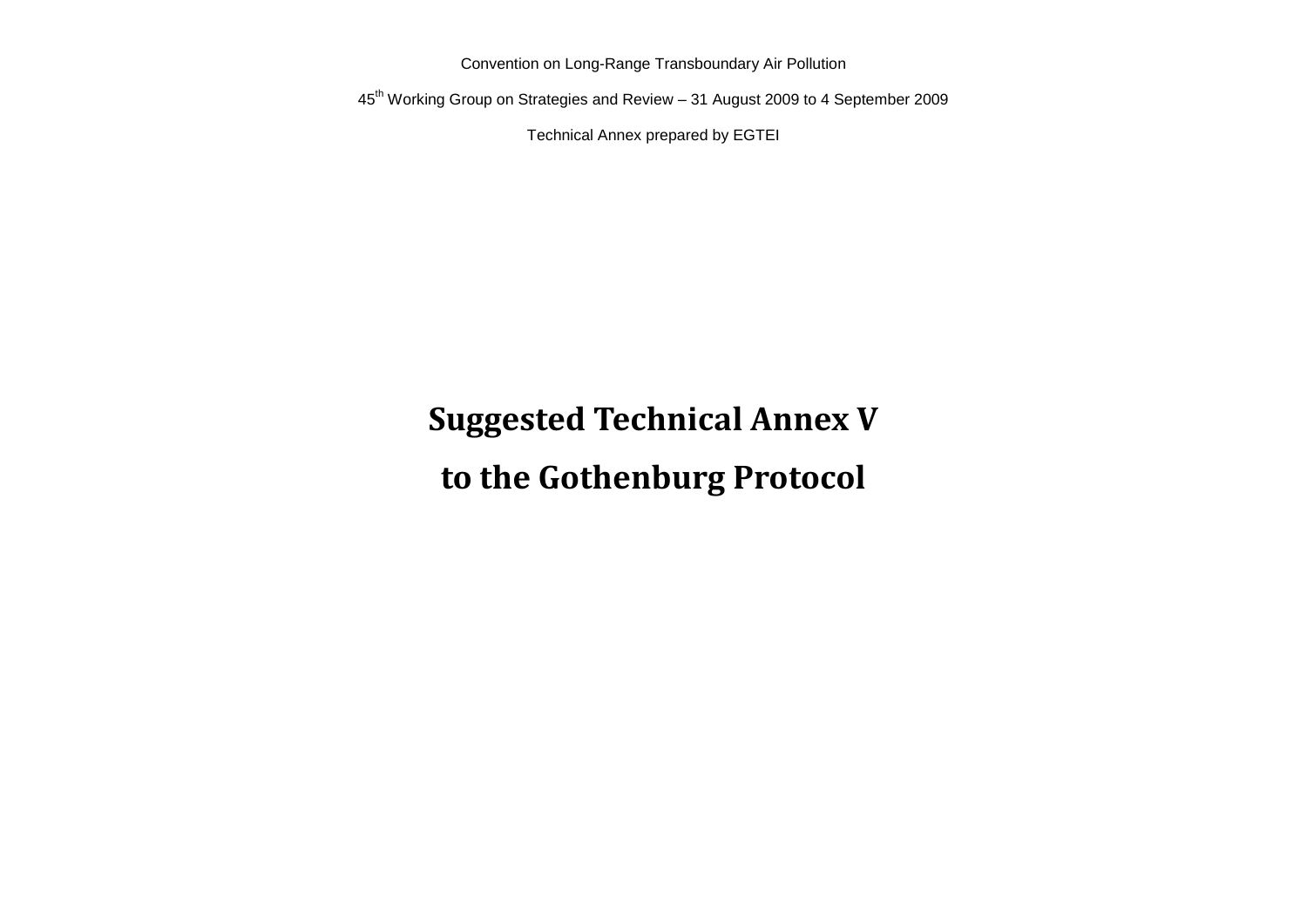Convention on Long-Range Transboundary Air Pollution

45th Working Group on Strategies and Review – 31 August 2009 to 4 September 2009

Technical Annex prepared by EGTEI

# Suggested Technical Annex V

# to the Gothenburg Protocol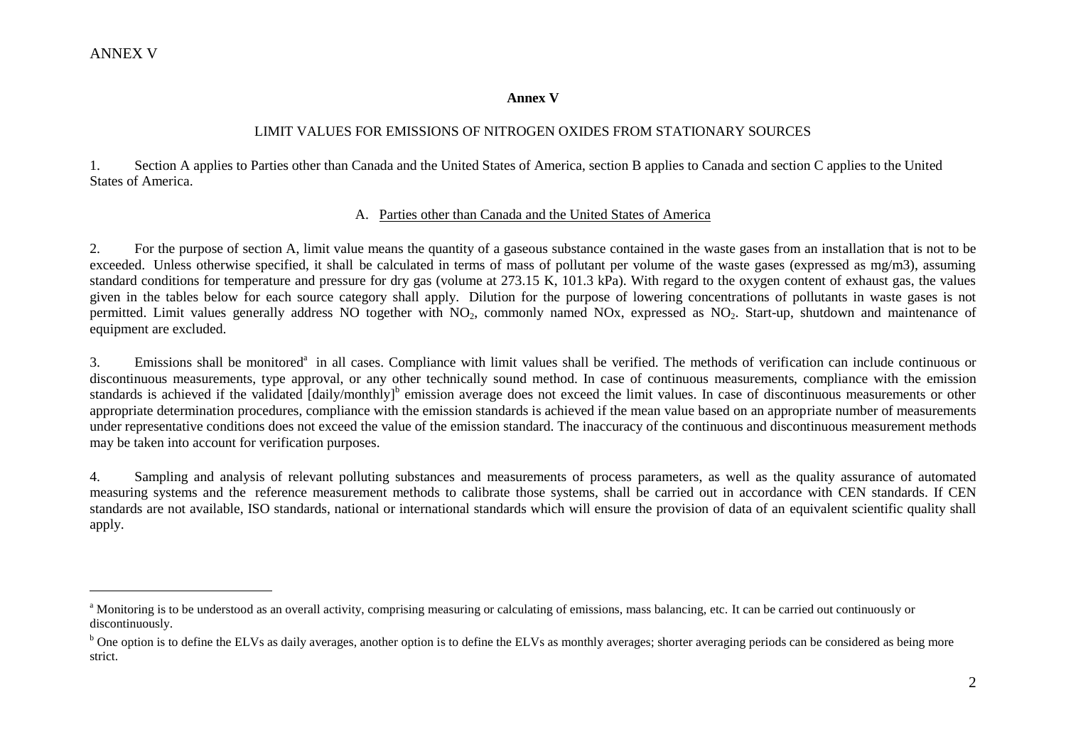# Annex V

## LIMIT VALUES FOR EMISSIONS OF NITROGEN OXIDES FROM STATIONARY SOURCES

1. Section A applies to Parties other than Canada and the United States of America, section B applies to Canada and section C applies to the United States of America.

### A. Parties other than Canada and the United States of America

2. For the purpose of section A, limit value means the quantity of a gaseous substance contained in the waste gases from an installation that is not to be exceeded. Unless otherwise specified, it shall be calculated in terms of mass of pollutant per volume of the waste gases (expressed as mg/m3), assuming standard conditions for temperature and pressure for dry gas (volume at 273.15 K, 101.3 kPa). With regard to the oxygen content of exhaust gas, the values given in the tables below for each source category shall apply. Dilution for the purpose of lowering concentrations of pollutants in waste gases is not permitted. Limit values generally address NO together with $NO_2$, commonly named NOx, expressed as $NO_2$. Start-up, shutdown and maintenance of equipment are excluded.

3. Emissions shall be monitored[a] in all cases. Compliance with limit values shall be verified. The methods of verification can include continuous or discontinuous measurements, type approval, or any other technically sound method. In case of continuous measurements, compliance with the emission standards is achieved if the validated [daily/monthly][b] emission average does not exceed the limit values. In case of discontinuous measurements or other appropriate determination procedures, compliance with the emission standards is achieved if the mean value based on an appropriate number of measurements under representative conditions does not exceed the value of the emission standard. The inaccuracy of the continuous and discontinuous measurement methods may be taken into account for verification purposes.

4. Sampling and analysis of relevant polluting substances and measurements of process parameters, as well as the quality assurance of automated measuring systems and the reference measurement methods to calibrate those systems, shall be carried out in accordance with CEN standards. If CEN standards are not available, ISO standards, national or international standards which will ensure the provision of data of an equivalent scientific quality shall apply.

---

[a] Monitoring is to be understood as an overall activity, comprising measuring or calculating of emissions, mass balancing, etc. It can be carried out continuously or discontinuously.

[b] One option is to define the ELVs as daily averages, another option is to define the ELVs as monthly averages; shorter averaging periods can be considered as being more strict.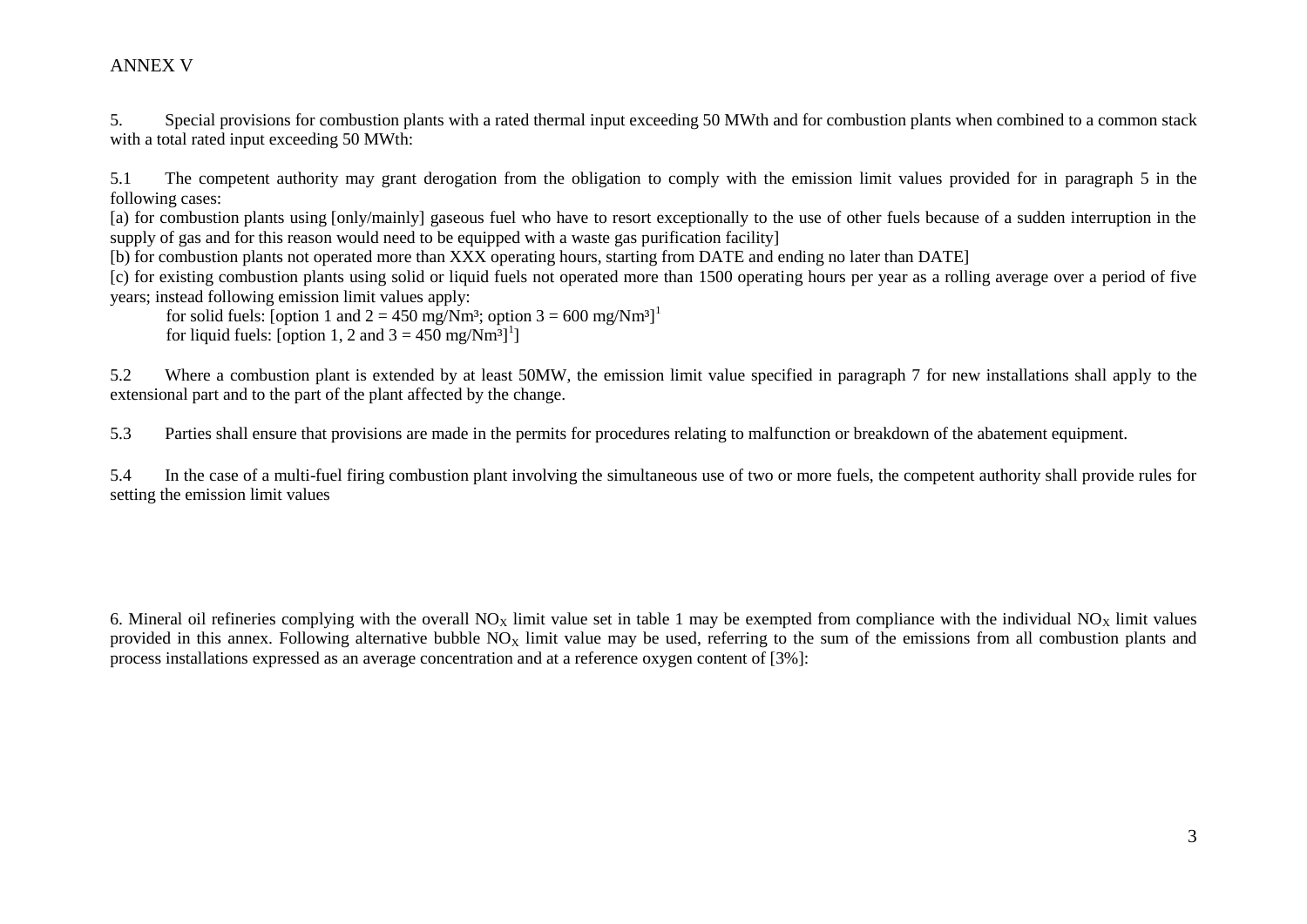ANNEX V

5. Special provisions for combustion plants with a rated thermal input exceeding 50 MWth and for combustion plants when combined to a common stack with a total rated input exceeding 50 MWth:

5.1 The competent authority may grant derogation from the obligation to comply with the emission limit values provided for in paragraph 5 in the following cases:

[a) for combustion plants using [only/mainly] gaseous fuel who have to resort exceptionally to the use of other fuels because of a sudden interruption in the supply of gas and for this reason would need to be equipped with a waste gas purification facility]

[b) for combustion plants not operated more than XXX operating hours, starting from DATE and ending no later than DATE]

[c) for existing combustion plants using solid or liquid fuels not operated more than 1500 operating hours per year as a rolling average over a period of five years; instead following emission limit values apply:

for solid fuels: [option 1 and 2 = 450 mg/Nm³; option 3 = 600 mg/Nm³][1]

for liquid fuels: [option 1, 2 and 3 = 450 mg/Nm³][1]]

5.2 Where a combustion plant is extended by at least 50MW, the emission limit value specified in paragraph 7 for new installations shall apply to the extensional part and to the part of the plant affected by the change.

5.3 Parties shall ensure that provisions are made in the permits for procedures relating to malfunction or breakdown of the abatement equipment.

5.4 In the case of a multi-fuel firing combustion plant involving the simultaneous use of two or more fuels, the competent authority shall provide rules for setting the emission limit values

6. Mineral oil refineries complying with the overall $NO_X$ limit value set in table 1 may be exempted from compliance with the individual $NO_X$ limit values provided in this annex. Following alternative bubble $NO_X$ limit value may be used, referring to the sum of the emissions from all combustion plants and process installations expressed as an average concentration and at a reference oxygen content of [3%]: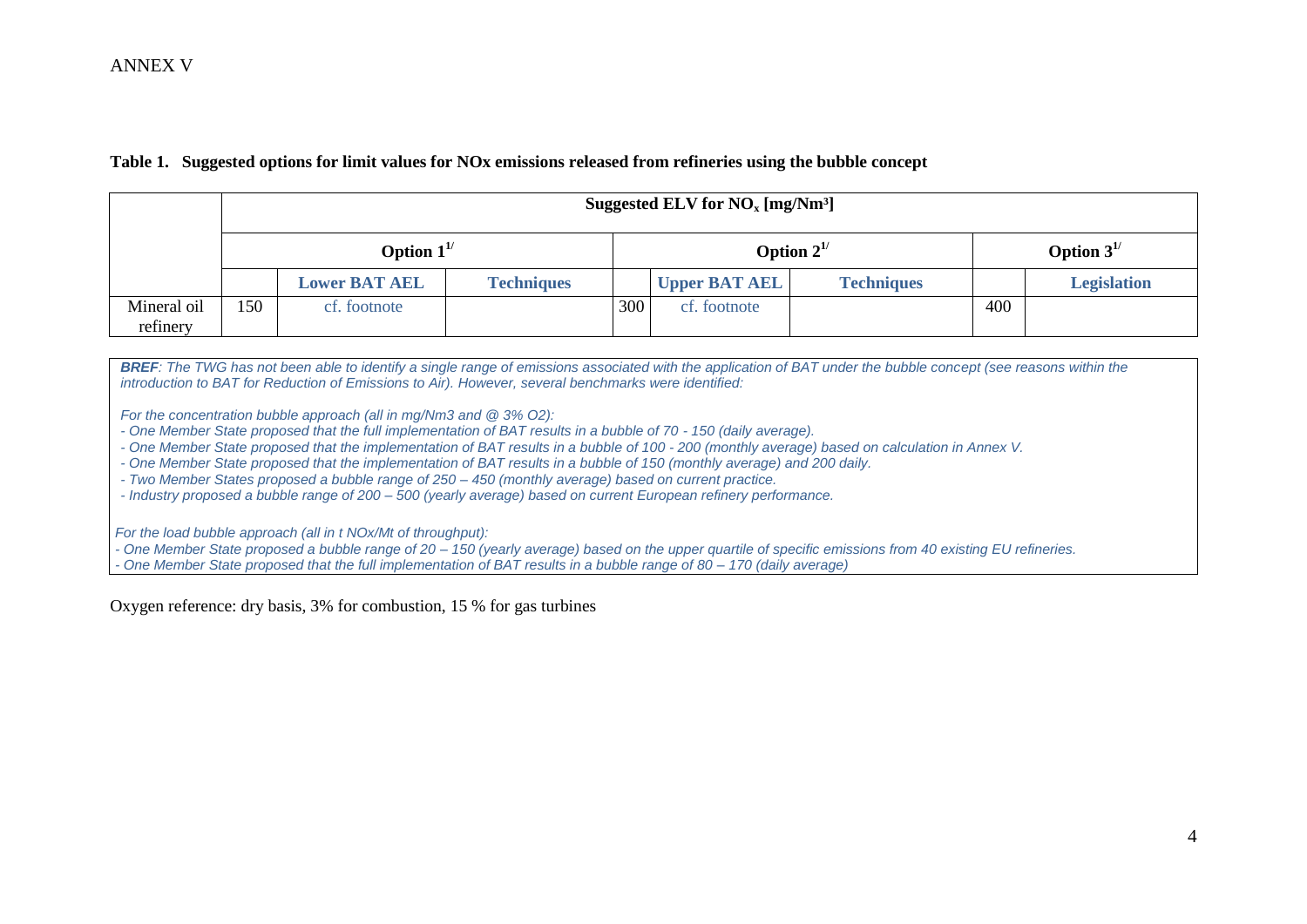ANNEX V

**Table 1. Suggested options for limit values for NOx emissions released from refineries using the bubble concept**

| | Suggested ELV for $NO_x$ [mg/Nm³] | | | | | | | |
|---|---|---|---|---|---|---|---|---|
| | Option 1[1/] | | | Option 2[1/] | | | Option 3[1/] | |
| | | **Lower BAT AEL** | **Techniques** | | **Upper BAT AEL** | **Techniques** | | **Legislation** |
| Mineral oil refinery | 150 | cf. footnote | | 300 | cf. footnote | | 400 | |

***BREF***: *The TWG has not been able to identify a single range of emissions associated with the application of BAT under the bubble concept (see reasons within the introduction to BAT for Reduction of Emissions to Air). However, several benchmarks were identified:*

*For the concentration bubble approach (all in mg/Nm3 and @ 3% O2):*

*- One Member State proposed that the full implementation of BAT results in a bubble of 70 - 150 (daily average).*
*- One Member State proposed that the implementation of BAT results in a bubble of 100 - 200 (monthly average) based on calculation in Annex V.*
*- One Member State proposed that the implementation of BAT results in a bubble of 150 (monthly average) and 200 daily.*
*- Two Member States proposed a bubble range of 250 – 450 (monthly average) based on current practice.*
*- Industry proposed a bubble range of 200 – 500 (yearly average) based on current European refinery performance.*

*For the load bubble approach (all in t NOx/Mt of throughput):*

*- One Member State proposed a bubble range of 20 – 150 (yearly average) based on the upper quartile of specific emissions from 40 existing EU refineries.*
*- One Member State proposed that the full implementation of BAT results in a bubble range of 80 – 170 (daily average)*

Oxygen reference: dry basis, 3% for combustion, 15 % for gas turbines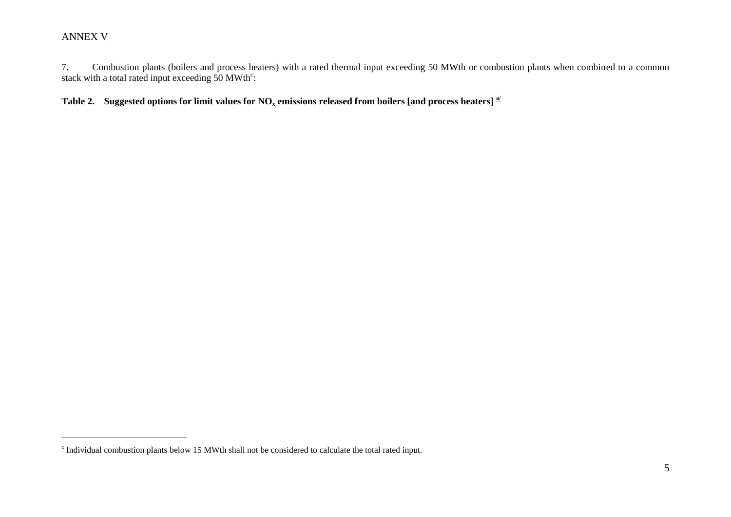ANNEX V

7. Combustion plants (boilers and process heaters) with a rated thermal input exceeding 50 MWth or combustion plants when combined to a common stack with a total rated input exceeding 50 MWth[c]:

**Table 2. Suggested options for limit values for $NO_x$ emissions released from boilers [and process heaters] a/**

[c] Individual combustion plants below 15 MWth shall not be considered to calculate the total rated input.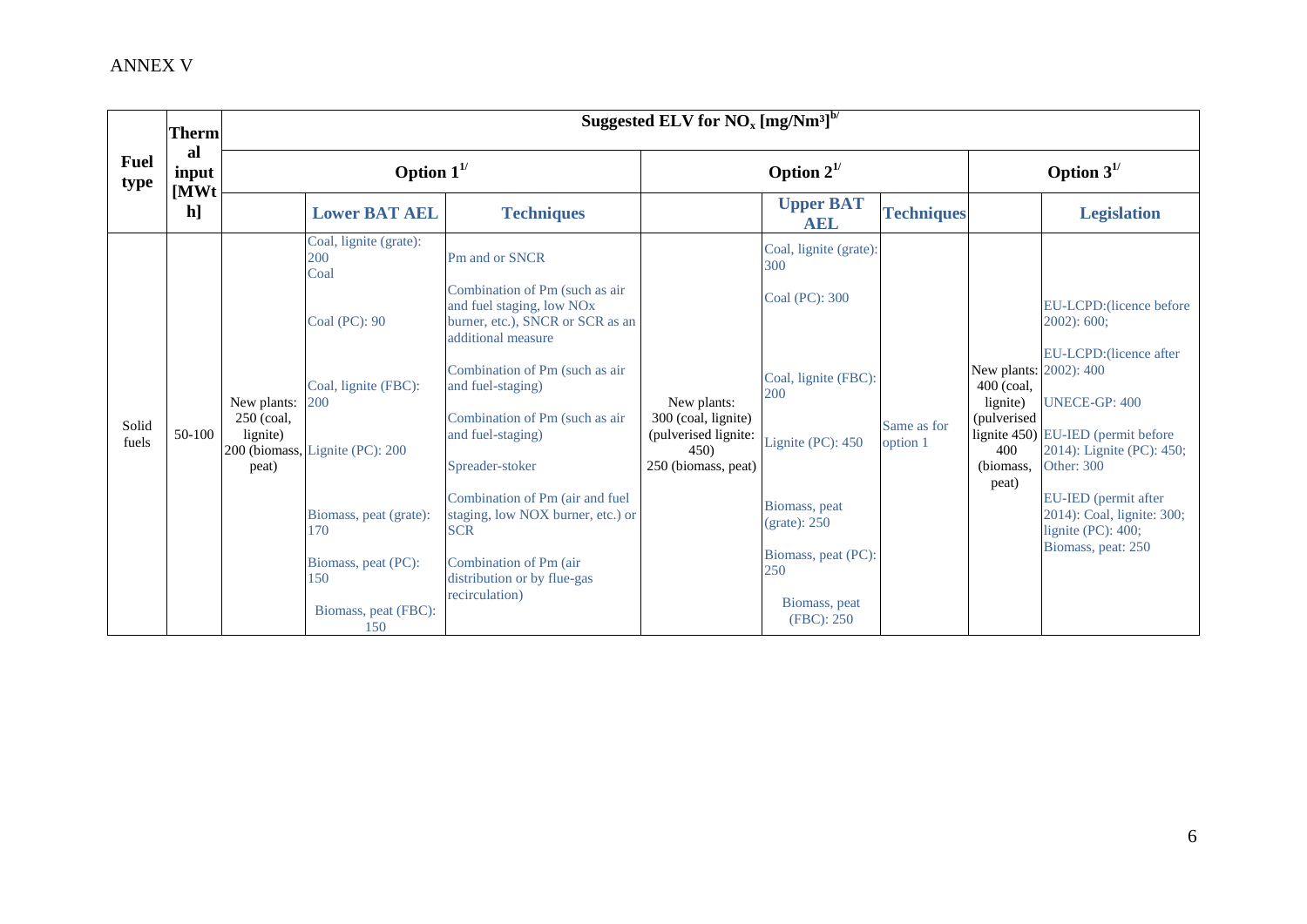ANNEX V

| Fuel type | Thermal input [MWth] | Suggested ELV for $NO_x$ [mg/Nm³][b/] | | | | | | | |
|---|---|---|---|---|---|---|---|---|---|
| | | Option 1[1/] | | | Option 2[1/] | | | Option 3[1/] | |
| | | | Lower BAT AEL | Techniques | | Upper BAT AEL | Techniques | | Legislation |
| Solid fuels | 50-100 | New plants: 250 (coal, lignite) 200 (biomass, peat) | Coal, lignite (grate): 200<br>Coal<br><br>Coal (PC): 90<br><br>Coal, lignite (FBC): 200<br><br>Lignite (PC): 200<br><br>Biomass, peat (grate): 170<br><br>Biomass, peat (PC): 150<br><br>Biomass, peat (FBC): 150 | Pm and or SNCR<br><br>Combination of Pm (such as air and fuel staging, low NOx burner, etc.), SNCR or SCR as an additional measure<br><br>Combination of Pm (such as air and fuel-staging)<br><br>Combination of Pm (such as air and fuel-staging)<br><br>Spreader-stoker<br><br>Combination of Pm (air and fuel staging, low NOX burner, etc.) or SCR<br><br>Combination of Pm (air distribution or by flue-gas recirculation) | New plants: 300 (coal, lignite) (pulverised lignite: 450) 250 (biomass, peat) | Coal, lignite (grate): 300<br><br>Coal (PC): 300<br><br>Coal, lignite (FBC): 200<br><br>Lignite (PC): 450<br><br>Biomass, peat (grate): 250<br><br>Biomass, peat (PC): 250<br><br>Biomass, peat (FBC): 250 | Same as for option 1 | New plants: 400 (coal, lignite) (pulverised lignite 450) 400 (biomass, peat) | EU-LCPD:(licence before 2002): 600;<br><br>EU-LCPD:(licence after 2002): 400<br><br>UNECE-GP: 400<br><br>EU-IED (permit before 2014): Lignite (PC): 450; Other: 300<br><br>EU-IED (permit after 2014): Coal, lignite: 300; lignite (PC): 400; Biomass, peat: 250 |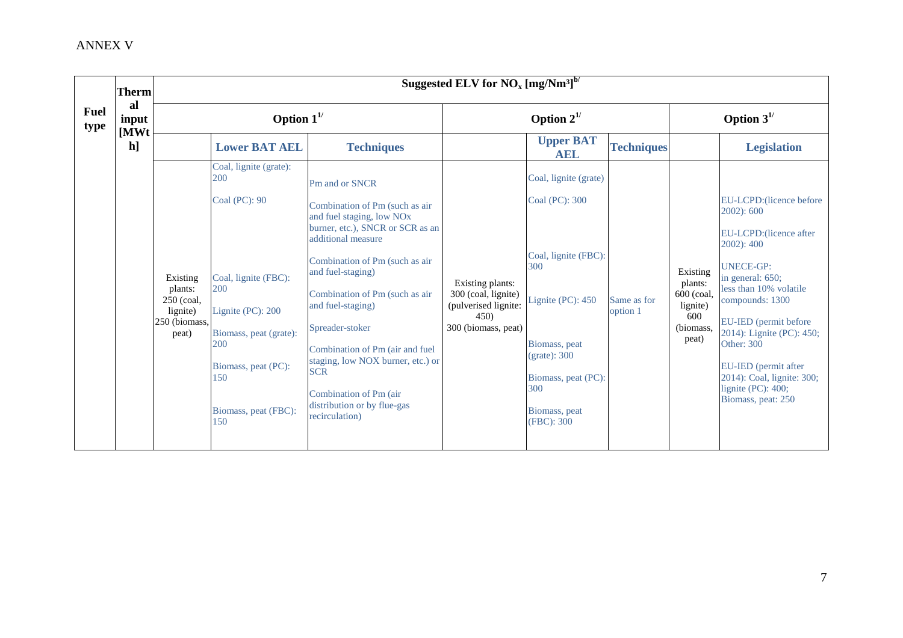ANNEX V

| Fuel type | Thermal input [MWth] | Suggested ELV for $NO_x$ [mg/Nm³][b/] | | | | | | | |
|---|---|---|---|---|---|---|---|---|---|
| | | Option 1[1/] | | | Option 2[1/] | | | Option 3[1/] | |
| | | | **Lower BAT AEL** | **Techniques** | | **Upper BAT AEL** | **Techniques** | | **Legislation** |
| | | Existing plants: 250 (coal, lignite) 250 (biomass, peat) | Coal, lignite (grate): 200<br><br>Coal (PC): 90<br><br>Coal, lignite (FBC): 200<br><br>Lignite (PC): 200<br><br>Biomass, peat (grate): 200<br><br>Biomass, peat (PC): 150<br><br>Biomass, peat (FBC): 150 | Pm and or SNCR<br><br>Combination of Pm (such as air and fuel staging, low NOx burner, etc.), SNCR or SCR as an additional measure<br><br>Combination of Pm (such as air and fuel-staging)<br><br>Combination of Pm (such as air and fuel-staging)<br><br>Spreader-stoker<br><br>Combination of Pm (air and fuel staging, low NOX burner, etc.) or SCR<br><br>Combination of Pm (air distribution or by flue-gas recirculation) | Existing plants: 300 (coal, lignite) (pulverised lignite: 450) 300 (biomass, peat) | Coal, lignite (grate)<br><br>Coal (PC): 300<br><br>Coal, lignite (FBC): 300<br><br>Lignite (PC): 450<br><br>Biomass, peat (grate): 300<br><br>Biomass, peat (PC): 300<br><br>Biomass, peat (FBC): 300 | Same as for option 1 | Existing plants: 600 (coal, lignite) 600 (biomass, peat) | EU-LCPD:(licence before 2002): 600<br><br>EU-LCPD:(licence after 2002): 400<br><br>UNECE-GP: in general: 650; less than 10% volatile compounds: 1300<br><br>EU-IED (permit before 2014): Lignite (PC): 450; Other: 300<br><br>EU-IED (permit after 2014): Coal, lignite: 300; lignite (PC): 400; Biomass, peat: 250 |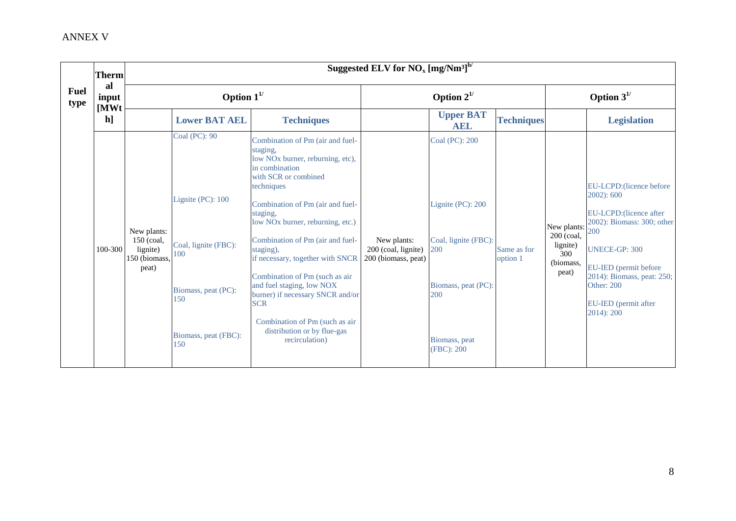ANNEX V

| Fuel type | Thermal input [MWth] | Suggested ELV for $NO_x$ [mg/Nm³][b/] | | | | | | | |
|---|---|---|---|---|---|---|---|---|---|
| | | Option 1[1/] | | | Option 2[1/] | | | Option 3[1/] | |
| | | | **Lower BAT AEL** | **Techniques** | | **Upper BAT AEL** | **Techniques** | | **Legislation** |
| | 100-300 | New plants: 150 (coal, lignite) 150 (biomass, peat) | Coal (PC): 90<br><br>Lignite (PC): 100<br><br>Coal, lignite (FBC): 100<br><br>Biomass, peat (PC): 150<br><br>Biomass, peat (FBC): 150 | Combination of Pm (air and fuel-staging, low NOx burner, reburning, etc), in combination with SCR or combined techniques<br><br>Combination of Pm (air and fuel-staging, low NOx burner, reburning, etc.)<br><br>Combination of Pm (air and fuel-staging), if necessary, together with SNCR<br><br>Combination of Pm (such as air and fuel staging, low NOX burner) if necessary SNCR and/or SCR<br><br>Combination of Pm (such as air distribution or by flue-gas recirculation) | New plants: 200 (coal, lignite) 200 (biomass, peat) | Coal (PC): 200<br><br>Lignite (PC): 200<br><br>Coal, lignite (FBC): 200<br><br>Biomass, peat (PC): 200<br><br>Biomass, peat (FBC): 200 | Same as for option 1 | New plants: 200 (coal, lignite) 300 (biomass, peat) | EU-LCPD:(licence before 2002): 600<br><br>EU-LCPD:(licence after 2002): Biomass: 300; other 200<br><br>UNECE-GP: 300<br><br>EU-IED (permit before 2014): Biomass, peat: 250; Other: 200<br><br>EU-IED (permit after 2014): 200 |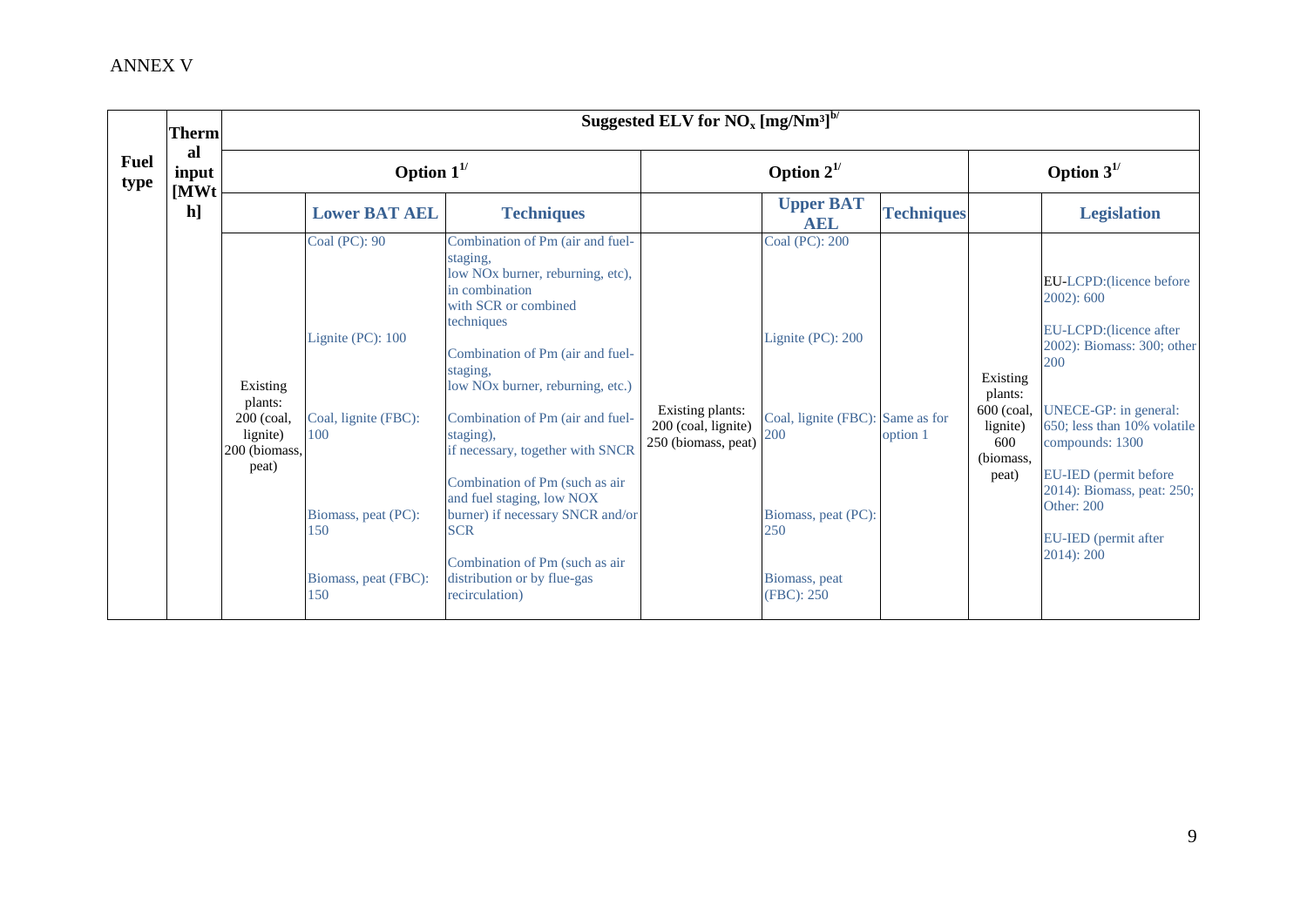ANNEX V

| Fuel type | Thermal input [MWth] | Suggested ELV for $NO_x$ [mg/Nm³][b/] | | | | | | | |
|---|---|---|---|---|---|---|---|---|---|
| | | Option 1[1/] | | | Option 2[1/] | | | Option 3[1/] | |
| | | | **Lower BAT AEL** | **Techniques** | | **Upper BAT AEL** | **Techniques** | | **Legislation** |
| | | Existing plants: 200 (coal, lignite) 200 (biomass, peat) | Coal (PC): 90<br><br>Lignite (PC): 100<br><br>Coal, lignite (FBC): 100<br><br>Biomass, peat (PC): 150<br><br>Biomass, peat (FBC): 150 | Combination of Pm (air and fuel-staging, low NOx burner, reburning, etc), in combination with SCR or combined techniques<br><br>Combination of Pm (air and fuel-staging, low NOx burner, reburning, etc.)<br><br>Combination of Pm (air and fuel-staging), if necessary, together with SNCR<br><br>Combination of Pm (such as air and fuel staging, low NOX burner) if necessary SNCR and/or SCR<br><br>Combination of Pm (such as air distribution or by flue-gas recirculation) | Existing plants: 200 (coal, lignite) 250 (biomass, peat) | Coal (PC): 200<br><br>Lignite (PC): 200<br><br>Coal, lignite (FBC): 200<br><br>Biomass, peat (PC): 250<br><br>Biomass, peat (FBC): 250 | Same as for option 1 | Existing plants: 600 (coal, lignite) 600 (biomass, peat) | EU-LCPD:(licence before 2002): 600<br><br>EU-LCPD:(licence after 2002): Biomass: 300; other 200<br><br>UNECE-GP: in general: 650; less than 10% volatile compounds: 1300<br><br>EU-IED (permit before 2014): Biomass, peat: 250; Other: 200<br><br>EU-IED (permit after 2014): 200 |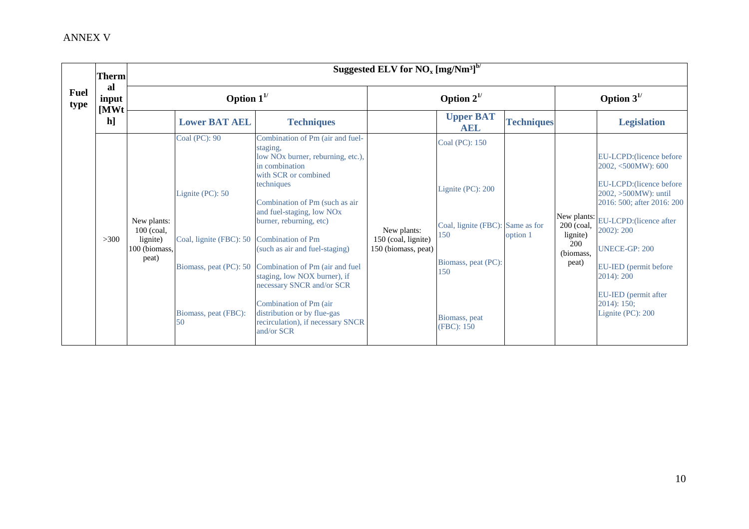ANNEX V

| Fuel type | Thermal input [MWth] | Suggested ELV for $NO_x$ [mg/Nm³][b/] | | | | | | | |
|---|---|---|---|---|---|---|---|---|---|
| | | Option 1[1/] | | | Option 2[1/] | | | Option 3[1/] | |
| | | | Lower BAT AEL | Techniques | | Upper BAT AEL | Techniques | | Legislation |
| | >300 | New plants: 100 (coal, lignite) 100 (biomass, peat) | Coal (PC): 90<br><br>Lignite (PC): 50<br><br>Coal, lignite (FBC): 50<br><br>Biomass, peat (PC): 50<br><br>Biomass, peat (FBC): 50 | Combination of Pm (air and fuel-staging, low NOx burner, reburning, etc.), in combination with SCR or combined techniques<br><br>Combination of Pm (such as air and fuel-staging, low NOx burner, reburning, etc)<br><br>Combination of Pm (such as air and fuel-staging)<br><br>Combination of Pm (air and fuel staging, low NOX burner), if necessary SNCR and/or SCR<br><br>Combination of Pm (air distribution or by flue-gas recirculation), if necessary SNCR and/or SCR | New plants: 150 (coal, lignite) 150 (biomass, peat) | Coal (PC): 150<br><br>Lignite (PC): 200<br><br>Coal, lignite (FBC): 150<br><br>Biomass, peat (PC): 150<br><br>Biomass, peat (FBC): 150 | Same as for option 1 | New plants: 200 (coal, lignite) 200 (biomass, peat) | EU-LCPD:(licence before 2002, <500MW): 600<br><br>EU-LCPD:(licence before 2002, >500MW): until 2016: 500; after 2016: 200<br><br>EU-LCPD:(licence after 2002): 200<br><br>UNECE-GP: 200<br><br>EU-IED (permit before 2014): 200<br><br>EU-IED (permit after 2014): 150; Lignite (PC): 200 |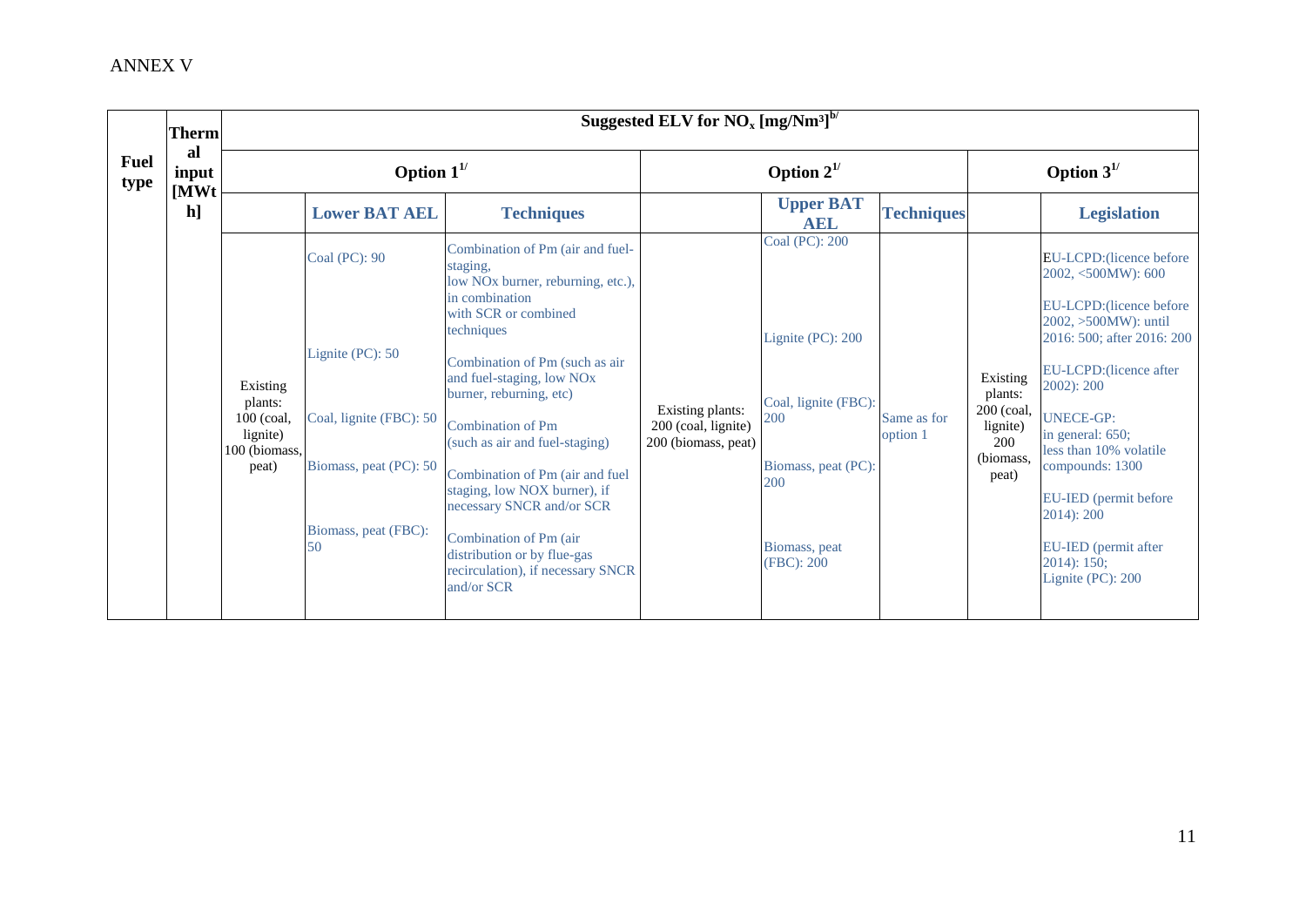ANNEX V

| Fuel type | Thermal input [MWth] | Suggested ELV for $NO_x$ [mg/Nm³][b/] | | | | | | | |
|---|---|---|---|---|---|---|---|---|---|
| | | Option 1[1/] | | | Option 2[1/] | | | Option 3[1/] | |
| | | | **Lower BAT AEL** | **Techniques** | | **Upper BAT AEL** | **Techniques** | | **Legislation** |
| | | Existing plants: 100 (coal, lignite) 100 (biomass, peat) | Coal (PC): 90<br><br>Lignite (PC): 50<br><br>Coal, lignite (FBC): 50<br><br>Biomass, peat (PC): 50<br><br>Biomass, peat (FBC): 50 | Combination of Pm (air and fuel-staging, low NOx burner, reburning, etc.), in combination with SCR or combined techniques<br><br>Combination of Pm (such as air and fuel-staging, low NOx burner, reburning, etc)<br><br>Combination of Pm (such as air and fuel-staging)<br><br>Combination of Pm (air and fuel staging, low NOX burner), if necessary SNCR and/or SCR<br><br>Combination of Pm (air distribution or by flue-gas recirculation), if necessary SNCR and/or SCR | Existing plants: 200 (coal, lignite) 200 (biomass, peat) | Coal (PC): 200<br><br>Lignite (PC): 200<br><br>Coal, lignite (FBC): 200<br><br>Biomass, peat (PC): 200<br><br>Biomass, peat (FBC): 200 | Same as for option 1 | Existing plants: 200 (coal, lignite) 200 (biomass, peat) | EU-LCPD:(licence before 2002, <500MW): 600<br><br>EU-LCPD:(licence before 2002, >500MW): until 2016: 500; after 2016: 200<br><br>EU-LCPD:(licence after 2002): 200<br><br>UNECE-GP: in general: 650; less than 10% volatile compounds: 1300<br><br>EU-IED (permit before 2014): 200<br><br>EU-IED (permit after 2014): 150; Lignite (PC): 200 |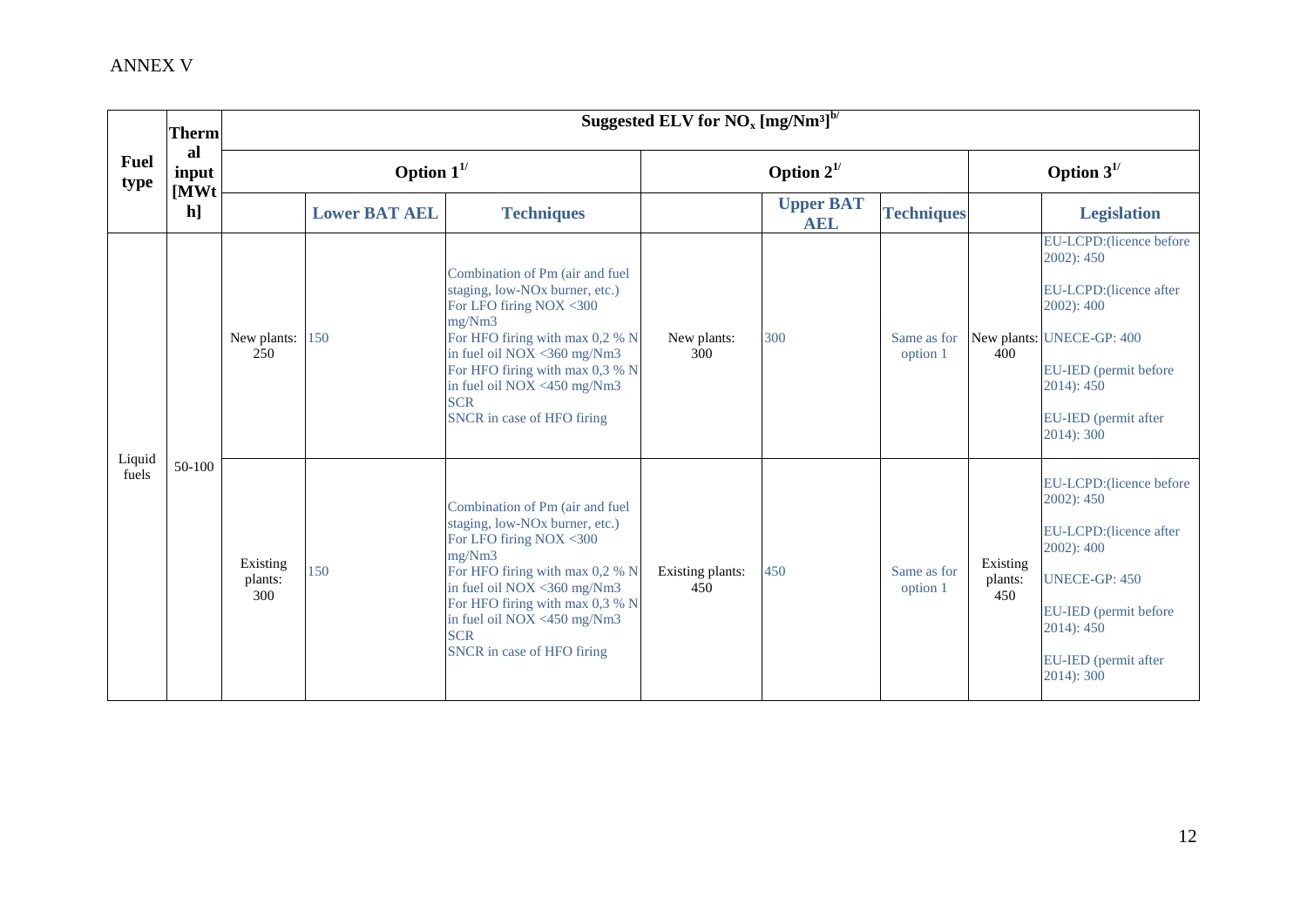ANNEX V

| Fuel type | Thermal input [MWth] | Suggested ELV for $NO_x$ [mg/Nm³][b/] | | | | | | | |
|---|---|---|---|---|---|---|---|---|---|
| | | Option 1[1/] | | | Option 2[1/] | | | Option 3[1/] | |
| | | | Lower BAT AEL | Techniques | | Upper BAT AEL | Techniques | | Legislation |
| Liquid fuels | 50-100 | New plants: 250 | 150 | Combination of Pm (air and fuel staging, low-NOx burner, etc.)<br>For LFO firing NOX <300 mg/Nm3<br>For HFO firing with max 0,2 % N in fuel oil NOX <360 mg/Nm3<br>For HFO firing with max 0,3 % N in fuel oil NOX <450 mg/Nm3<br>SCR<br>SNCR in case of HFO firing | New plants: 300 | 300 | Same as for option 1 | New plants: 400 | EU-LCPD:(licence before 2002): 450<br>EU-LCPD:(licence after 2002): 400<br>UNECE-GP: 400<br>EU-IED (permit before 2014): 450<br>EU-IED (permit after 2014): 300 |
| | | Existing plants: 300 | 150 | Combination of Pm (air and fuel staging, low-NOx burner, etc.)<br>For LFO firing NOX <300 mg/Nm3<br>For HFO firing with max 0,2 % N in fuel oil NOX <360 mg/Nm3<br>For HFO firing with max 0,3 % N in fuel oil NOX <450 mg/Nm3<br>SCR<br>SNCR in case of HFO firing | Existing plants: 450 | 450 | Same as for option 1 | Existing plants: 450 | EU-LCPD:(licence before 2002): 450<br>EU-LCPD:(licence after 2002): 400<br>UNECE-GP: 450<br>EU-IED (permit before 2014): 450<br>EU-IED (permit after 2014): 300 |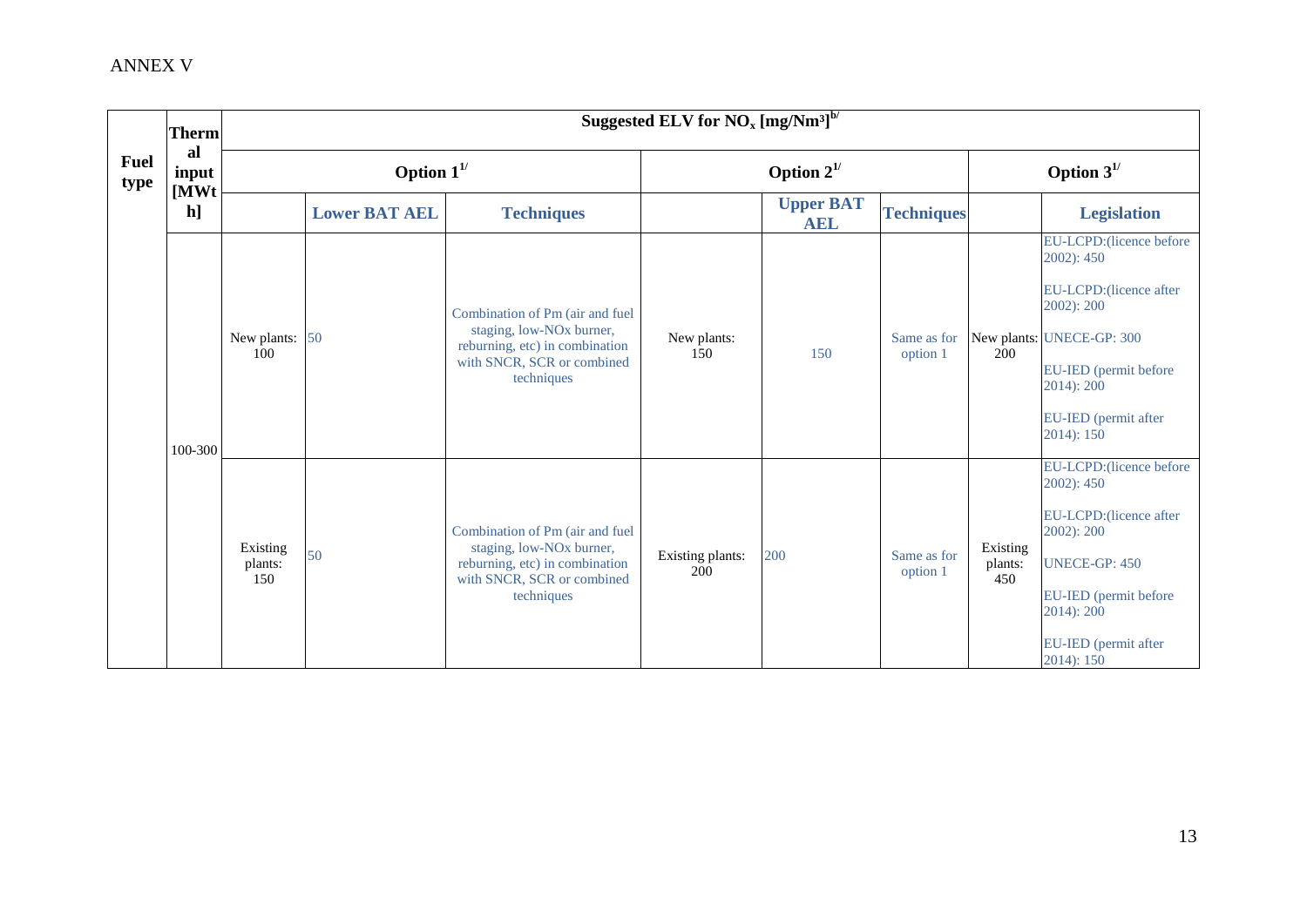ANNEX V

| Fuel type | Thermal input [MWth] | Suggested ELV for $NO_x$ [mg/Nm³][b/] | | | | | | | |
|---|---|---|---|---|---|---|---|---|---|
| | | Option 1[1/] | | | Option 2[1/] | | | Option 3[1/] | |
| | | | Lower BAT AEL | Techniques | | Upper BAT AEL | Techniques | | Legislation |
| | 100-300 | New plants: 100 | 50 | Combination of Pm (air and fuel staging, low-NOx burner, reburning, etc) in combination with SNCR, SCR or combined techniques | New plants: 150 | 150 | Same as for option 1 | New plants: 200 | EU-LCPD:(licence before 2002): 450<br><br>EU-LCPD:(licence after 2002): 200<br><br>UNECE-GP: 300<br><br>EU-IED (permit before 2014): 200<br><br>EU-IED (permit after 2014): 150 |
| | | Existing plants: 150 | 50 | Combination of Pm (air and fuel staging, low-NOx burner, reburning, etc) in combination with SNCR, SCR or combined techniques | Existing plants: 200 | 200 | Same as for option 1 | Existing plants: 450 | EU-LCPD:(licence before 2002): 450<br><br>EU-LCPD:(licence after 2002): 200<br><br>UNECE-GP: 450<br><br>EU-IED (permit before 2014): 200<br><br>EU-IED (permit after 2014): 150 |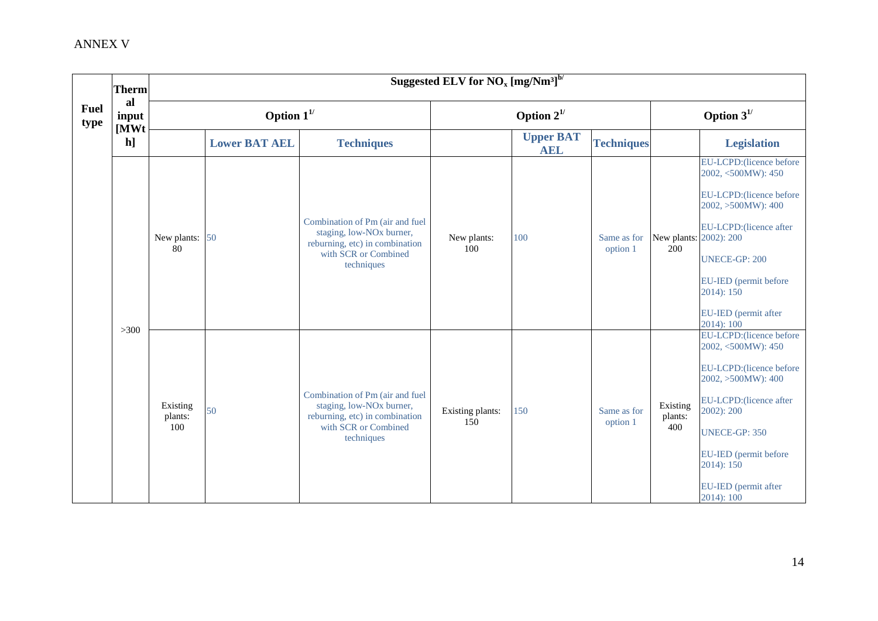ANNEX V

| Fuel type | Thermal input [MWth] | Suggested ELV for $NO_x$ [mg/Nm³][b/] | | | | | | | |
|---|---|---|---|---|---|---|---|---|---|
| | | Option 1[1/] | | | Option 2[1/] | | | Option 3[1/] | |
| | | | Lower BAT AEL | Techniques | | Upper BAT AEL | Techniques | | Legislation |
| | >300 | New plants: 80 | 50 | Combination of Pm (air and fuel staging, low-NOx burner, reburning, etc) in combination with SCR or Combined techniques | New plants: 100 | 100 | Same as for option 1 | New plants: 200 | EU-LCPD:(licence before 2002, <500MW): 450<br>EU-LCPD:(licence before 2002, >500MW): 400<br>EU-LCPD:(licence after 2002): 200<br>UNECE-GP: 200<br>EU-IED (permit before 2014): 150<br>EU-IED (permit after 2014): 100 |
| | | Existing plants: 100 | 50 | Combination of Pm (air and fuel staging, low-NOx burner, reburning, etc) in combination with SCR or Combined techniques | Existing plants: 150 | 150 | Same as for option 1 | Existing plants: 400 | EU-LCPD:(licence before 2002, <500MW): 450<br>EU-LCPD:(licence before 2002, >500MW): 400<br>EU-LCPD:(licence after 2002): 200<br>UNECE-GP: 350<br>EU-IED (permit before 2014): 150<br>EU-IED (permit after 2014): 100 |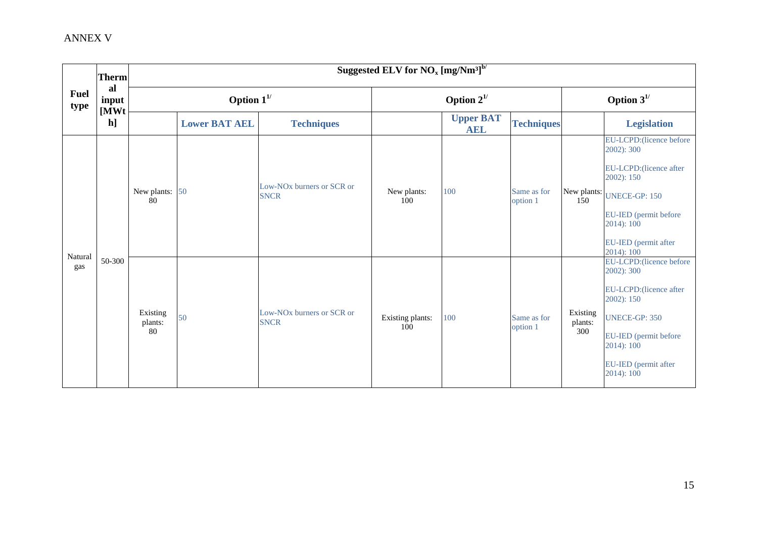ANNEX V

| Fuel type | Thermal input [MWth] | Suggested ELV for $NO_x$ [mg/Nm³][b/] | | | | | | | |
|---|---|---|---|---|---|---|---|---|---|
| | | Option 1[1/] | | | Option 2[1/] | | | Option 3[1/] | |
| | | | Lower BAT AEL | Techniques | | Upper BAT AEL | Techniques | | Legislation |
| Natural gas | 50-300 | New plants: 80 | 50 | Low-NOx burners or SCR or SNCR | New plants: 100 | 100 | Same as for option 1 | New plants: 150 | EU-LCPD:(licence before 2002): 300<br><br>EU-LCPD:(licence after 2002): 150<br><br>UNECE-GP: 150<br><br>EU-IED (permit before 2014): 100<br><br>EU-IED (permit after 2014): 100 |
| | | Existing plants: 80 | 50 | Low-NOx burners or SCR or SNCR | Existing plants: 100 | 100 | Same as for option 1 | Existing plants: 300 | EU-LCPD:(licence before 2002): 300<br><br>EU-LCPD:(licence after 2002): 150<br><br>UNECE-GP: 350<br><br>EU-IED (permit before 2014): 100<br><br>EU-IED (permit after 2014): 100 |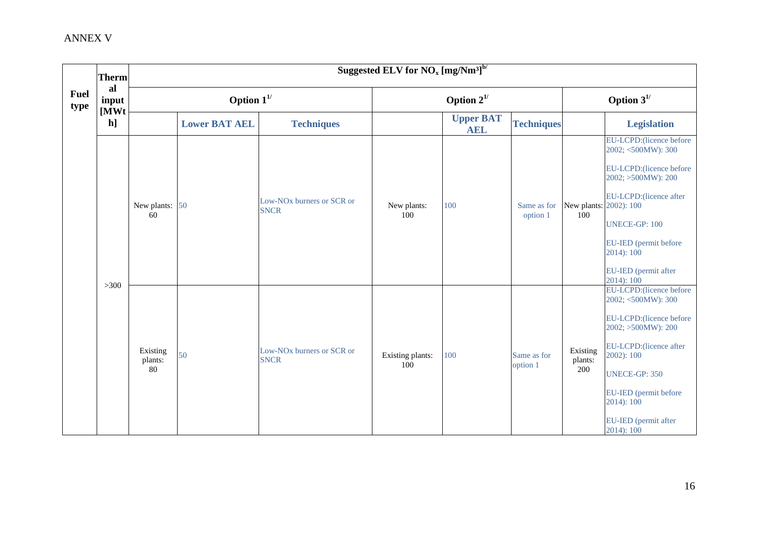ANNEX V

| Fuel type | Thermal input [MWth] | Suggested ELV for $NO_x$ [mg/Nm³][b/] | | | | | | | |
|---|---|---|---|---|---|---|---|---|---|
| | | Option 1[1/] | | | Option 2[1/] | | | Option 3[1/] | |
| | | | Lower BAT AEL | Techniques | | Upper BAT AEL | Techniques | | Legislation |
| | >300 | New plants: 60 | 50 | Low-NOx burners or SCR or SNCR | New plants: 100 | 100 | Same as for option 1 | New plants: 100 | EU-LCPD:(licence before 2002; <500MW): 300<br><br>EU-LCPD:(licence before 2002; >500MW): 200<br><br>EU-LCPD:(licence after 2002): 100<br><br>UNECE-GP: 100<br><br>EU-IED (permit before 2014): 100<br><br>EU-IED (permit after 2014): 100 |
| | | Existing plants: 80 | 50 | Low-NOx burners or SCR or SNCR | Existing plants: 100 | 100 | Same as for option 1 | Existing plants: 200 | EU-LCPD:(licence before 2002; <500MW): 300<br><br>EU-LCPD:(licence before 2002; >500MW): 200<br><br>EU-LCPD:(licence after 2002): 100<br><br>UNECE-GP: 350<br><br>EU-IED (permit before 2014): 100<br><br>EU-IED (permit after 2014): 100 |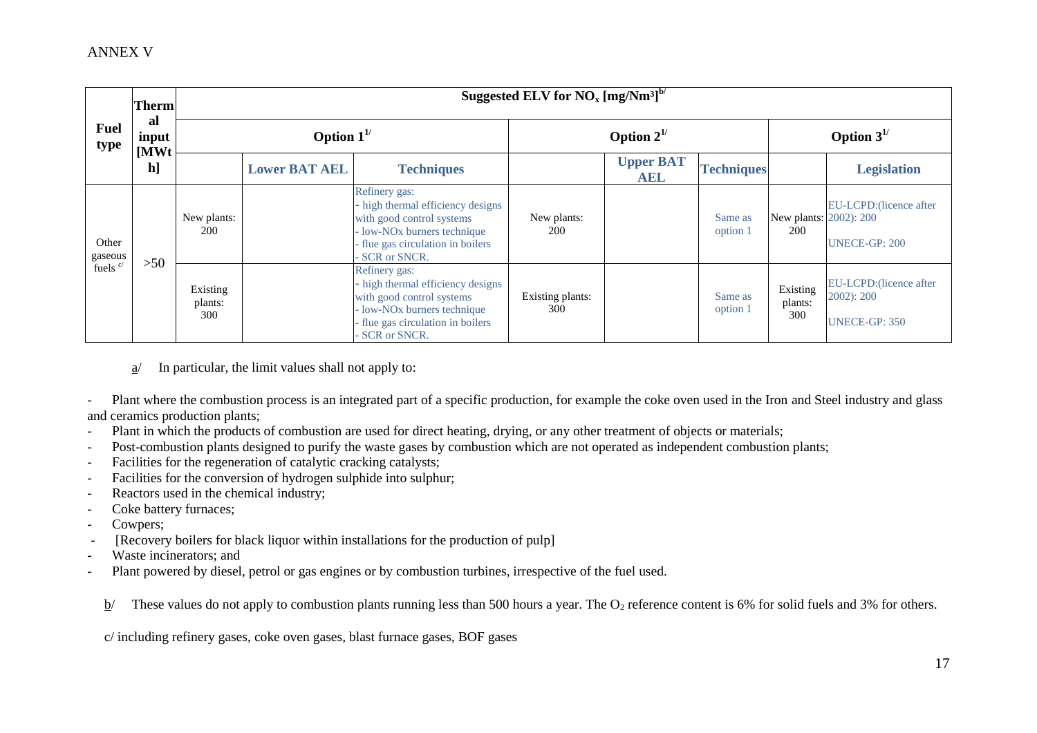ANNEX V

| Fuel type | Thermal input [MWth] | Suggested ELV for $NO_x$ [mg/Nm³][b/] | | | | | | | |
|---|---|---|---|---|---|---|---|---|---|
| | | Option 1[1/] | | | Option 2[1/] | | | Option 3[1/] | |
| | | | Lower BAT AEL | Techniques | | Upper BAT AEL | Techniques | | Legislation |
| Other gaseous fuels [c/] | >50 | New plants: 200 | | Refinery gas:<br>- high thermal efficiency designs with good control systems<br>- low-NOx burners technique<br>- flue gas circulation in boilers<br>- SCR or SNCR. | New plants: 200 | | Same as option 1 | New plants: 200 | EU-LCPD:(licence after 2002): 200<br>UNECE-GP: 200 |
| | | Existing plants: 300 | | Refinery gas:<br>- high thermal efficiency designs with good control systems<br>- low-NOx burners technique<br>- flue gas circulation in boilers<br>- SCR or SNCR. | Existing plants: 300 | | Same as option 1 | Existing plants: 300 | EU-LCPD:(licence after 2002): 200<br>UNECE-GP: 350 |

a/ In particular, the limit values shall not apply to:

- Plant where the combustion process is an integrated part of a specific production, for example the coke oven used in the Iron and Steel industry and glass and ceramics production plants;
- Plant in which the products of combustion are used for direct heating, drying, or any other treatment of objects or materials;
- Post-combustion plants designed to purify the waste gases by combustion which are not operated as independent combustion plants;
- Facilities for the regeneration of catalytic cracking catalysts;
- Facilities for the conversion of hydrogen sulphide into sulphur;
- Reactors used in the chemical industry;
- Coke battery furnaces;
- Cowpers;
- [Recovery boilers for black liquor within installations for the production of pulp]
- Waste incinerators; and
- Plant powered by diesel, petrol or gas engines or by combustion turbines, irrespective of the fuel used.

b/ These values do not apply to combustion plants running less than 500 hours a year. The $O_2$ reference content is 6% for solid fuels and 3% for others.

c/ including refinery gases, coke oven gases, blast furnace gases, BOF gases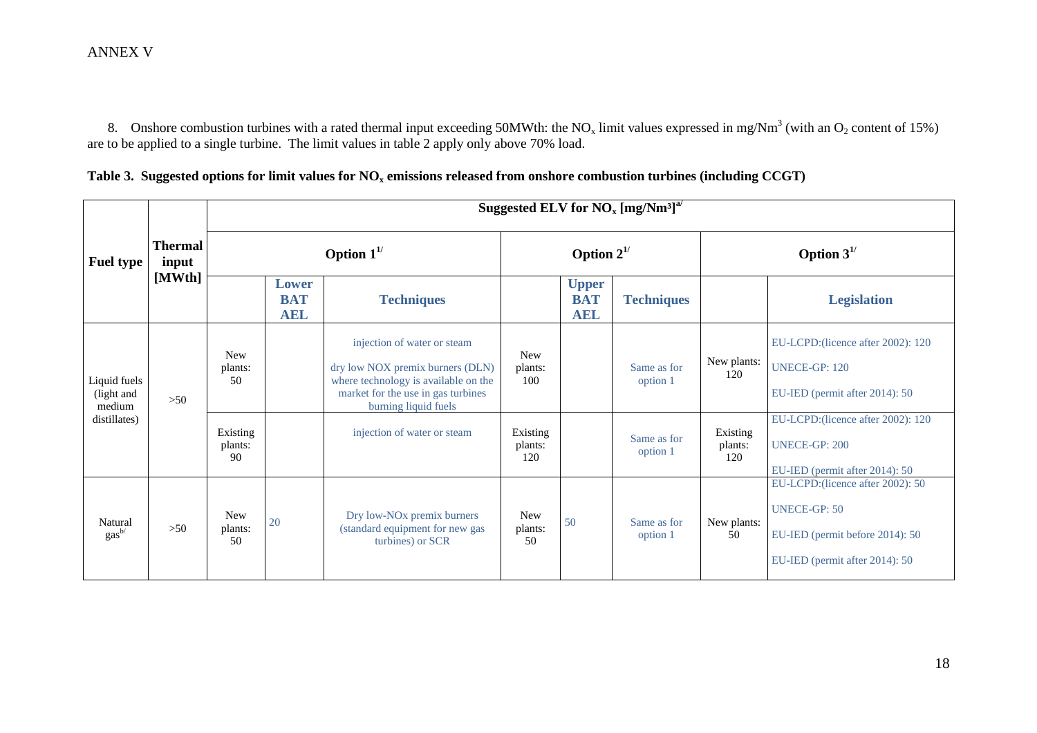ANNEX V

8. Onshore combustion turbines with a rated thermal input exceeding 50MWth: the $NO_x$ limit values expressed in mg/$Nm^3$ (with an $O_2$ content of 15%) are to be applied to a single turbine. The limit values in table 2 apply only above 70% load.

**Table 3. Suggested options for limit values for $NO_x$ emissions released from onshore combustion turbines (including CCGT)**

| Fuel type | Thermal input [MWth] | Suggested ELV for $NO_x$ [mg/$Nm^3$][a/] | | | | | | | |
|---|---|---|---|---|---|---|---|---|---|
| | | Option 1[1/] | | | Option 2[1/] | | | Option 3[1/] | |
| | | | **Lower BAT AEL** | **Techniques** | | **Upper BAT AEL** | **Techniques** | | **Legislation** |
| Liquid fuels (light and medium distillates) | >50 | New plants: 50 | | injection of water or steam<br>dry low NOX premix burners (DLN) where technology is available on the market for the use in gas turbines burning liquid fuels | New plants: 100 | | Same as for option 1 | New plants: 120 | EU-LCPD:(licence after 2002): 120<br>UNECE-GP: 120<br>EU-IED (permit after 2014): 50 |
| | | Existing plants: 90 | | injection of water or steam | Existing plants: 120 | | Same as for option 1 | Existing plants: 120 | EU-LCPD:(licence after 2002): 120<br>UNECE-GP: 200<br>EU-IED (permit after 2014): 50 |
| Natural gas[b/] | >50 | New plants: 50 | 20 | Dry low-NOx premix burners (standard equipment for new gas turbines) or SCR | New plants: 50 | 50 | Same as for option 1 | New plants: 50 | EU-LCPD:(licence after 2002): 50<br>UNECE-GP: 50<br>EU-IED (permit before 2014): 50<br>EU-IED (permit after 2014): 50 |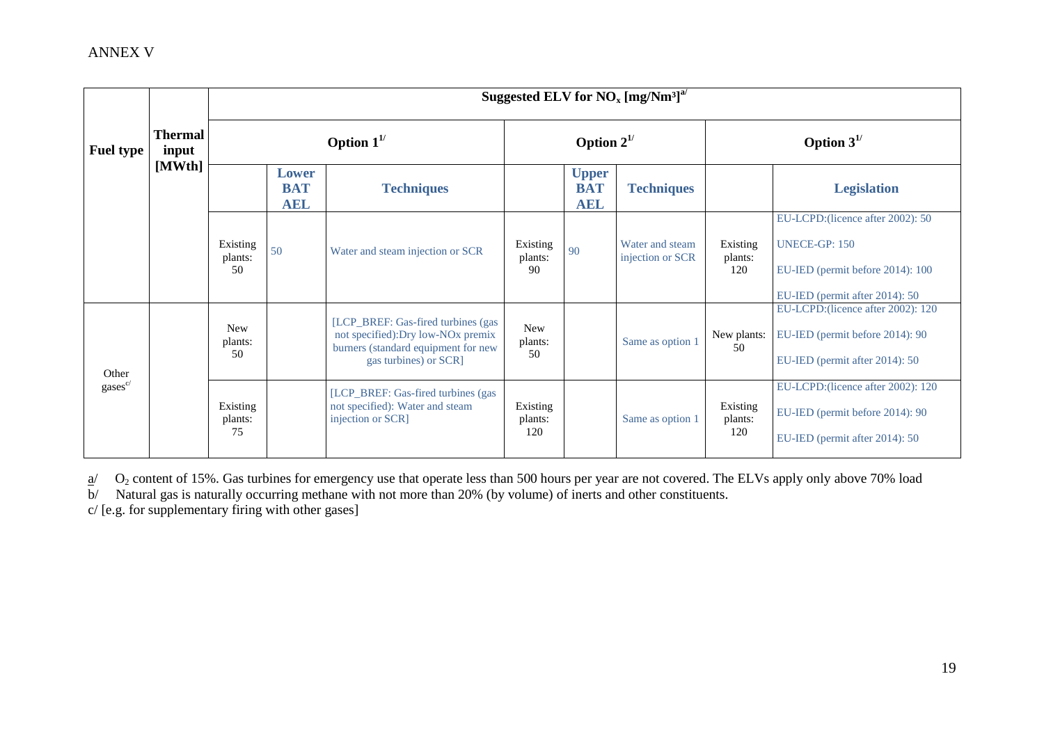ANNEX V

| Fuel type | Thermal input [MWth] | Suggested ELV for $NO_x$ [mg/Nm³][a/] | | | | | | | |
|---|---|---|---|---|---|---|---|---|---|
| | | Option 1[1/] | | | Option 2[1/] | | | Option 3[1/] | |
| | | | Lower BAT AEL | Techniques | | Upper BAT AEL | Techniques | | Legislation |
| | | Existing plants: 50 | 50 | Water and steam injection or SCR | Existing plants: 90 | 90 | Water and steam injection or SCR | Existing plants: 120 | EU-LCPD:(licence after 2002): 50<br>UNECE-GP: 150<br>EU-IED (permit before 2014): 100<br>EU-IED (permit after 2014): 50 |
| Other gases[c/] | | New plants: 50 | | [LCP_BREF: Gas-fired turbines (gas not specified):Dry low-NOx premix burners (standard equipment for new gas turbines) or SCR] | New plants: 50 | | Same as option 1 | New plants: 50 | EU-LCPD:(licence after 2002): 120<br>EU-IED (permit before 2014): 90<br>EU-IED (permit after 2014): 50 |
| | | Existing plants: 75 | | [LCP_BREF: Gas-fired turbines (gas not specified): Water and steam injection or SCR] | Existing plants: 120 | | Same as option 1 | Existing plants: 120 | EU-LCPD:(licence after 2002): 120<br>EU-IED (permit before 2014): 90<br>EU-IED (permit after 2014): 50 |

a/ $O_2$ content of 15%. Gas turbines for emergency use that operate less than 500 hours per year are not covered. The ELVs apply only above 70% load

b/ Natural gas is naturally occurring methane with not more than 20% (by volume) of inerts and other constituents.

c/ [e.g. for supplementary firing with other gases]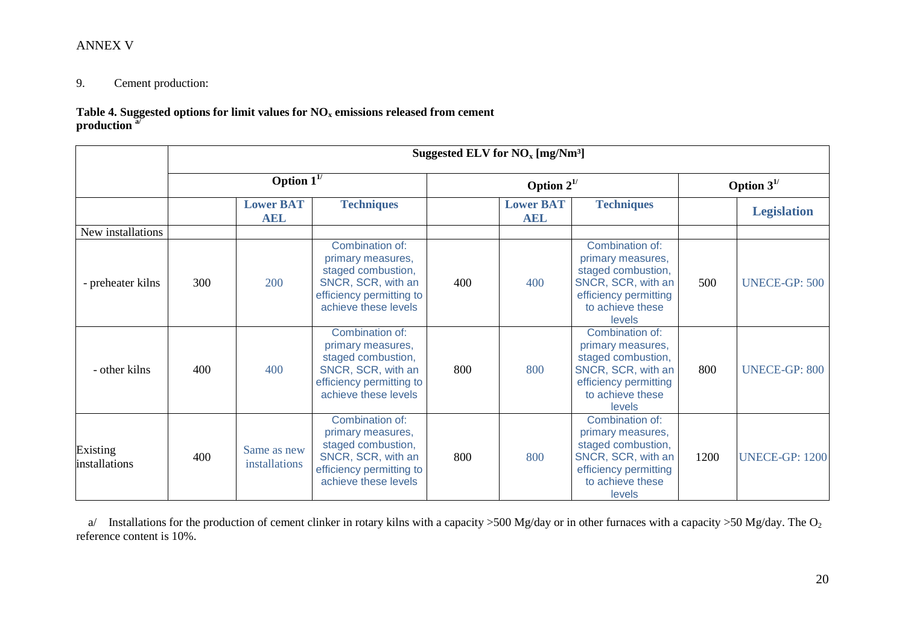ANNEX V

9. Cement production:

**Table 4. Suggested options for limit values for $NO_x$ emissions released from cement production [a/]**

| | Suggested ELV for $NO_x$ [mg/Nm³] | | | | | | | |
|---|---|---|---|---|---|---|---|---|
| | Option 1[1/] | | | Option 2[1/] | | | Option 3[1/] | |
| | | **Lower BAT AEL** | **Techniques** | | **Lower BAT AEL** | **Techniques** | | **Legislation** |
| New installations | | | | | | | | |
| - preheater kilns | 300 | 200 | Combination of: primary measures, staged combustion, SNCR, SCR, with an efficiency permitting to achieve these levels | 400 | 400 | Combination of: primary measures, staged combustion, SNCR, SCR, with an efficiency permitting to achieve these levels | 500 | UNECE-GP: 500 |
| - other kilns | 400 | 400 | Combination of: primary measures, staged combustion, SNCR, SCR, with an efficiency permitting to achieve these levels | 800 | 800 | Combination of: primary measures, staged combustion, SNCR, SCR, with an efficiency permitting to achieve these levels | 800 | UNECE-GP: 800 |
| Existing installations | 400 | Same as new installations | Combination of: primary measures, staged combustion, SNCR, SCR, with an efficiency permitting to achieve these levels | 800 | 800 | Combination of: primary measures, staged combustion, SNCR, SCR, with an efficiency permitting to achieve these levels | 1200 | UNECE-GP: 1200 |

a/ Installations for the production of cement clinker in rotary kilns with a capacity >500 Mg/day or in other furnaces with a capacity >50 Mg/day. The $O_2$ reference content is 10%.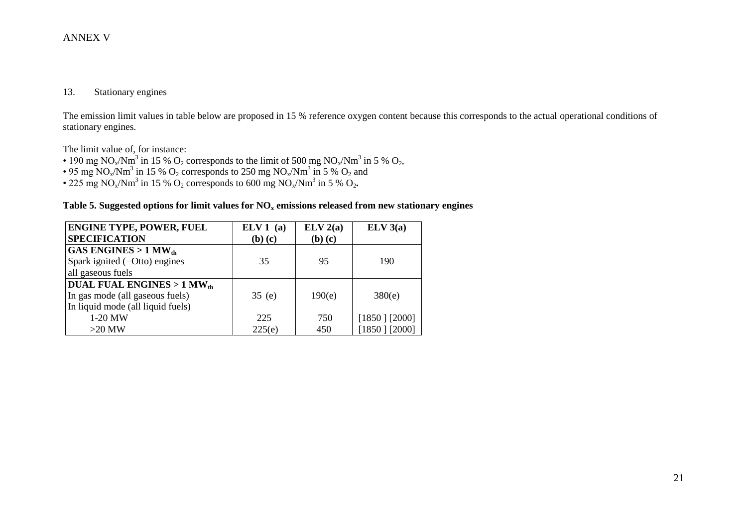ANNEX V

## 13. Stationary engines

The emission limit values in table below are proposed in 15 % reference oxygen content because this corresponds to the actual operational conditions of stationary engines.

The limit value of, for instance:

- 190 mg $NO_x/Nm^3$ in 15 % $O_2$ corresponds to the limit of 500 mg $NO_x/Nm^3$ in 5 % $O_2$,
- 95 mg $NO_x/Nm^3$ in 15 % $O_2$ corresponds to 250 mg $NO_x/Nm^3$ in 5 % $O_2$ and
- 225 mg $NO_x/Nm^3$ in 15 % $O_2$ corresponds to 600 mg $NO_x/Nm^3$ in 5 % $O_2$.

**Table 5. Suggested options for limit values for $NO_x$ emissions released from new stationary engines**

| ENGINE TYPE, POWER, FUEL SPECIFICATION | ELV 1 (a) (b) (c) | ELV 2(a) (b) (c) | ELV 3(a) |
|---|---|---|---|
| **GAS ENGINES > 1 $MW_{th}$** Spark ignited (=Otto) engines all gaseous fuels | 35 | 95 | 190 |
| **DUAL FUAL ENGINES > 1 $MW_{th}$** | | | |
| In gas mode (all gaseous fuels) | 35 (e) | 190(e) | 380(e) |
| In liquid mode (all liquid fuels) | | | |
| 1-20 MW | 225 | 750 | [1850 ] [2000] |
| >20 MW | 225(e) | 450 | [1850 ] [2000] |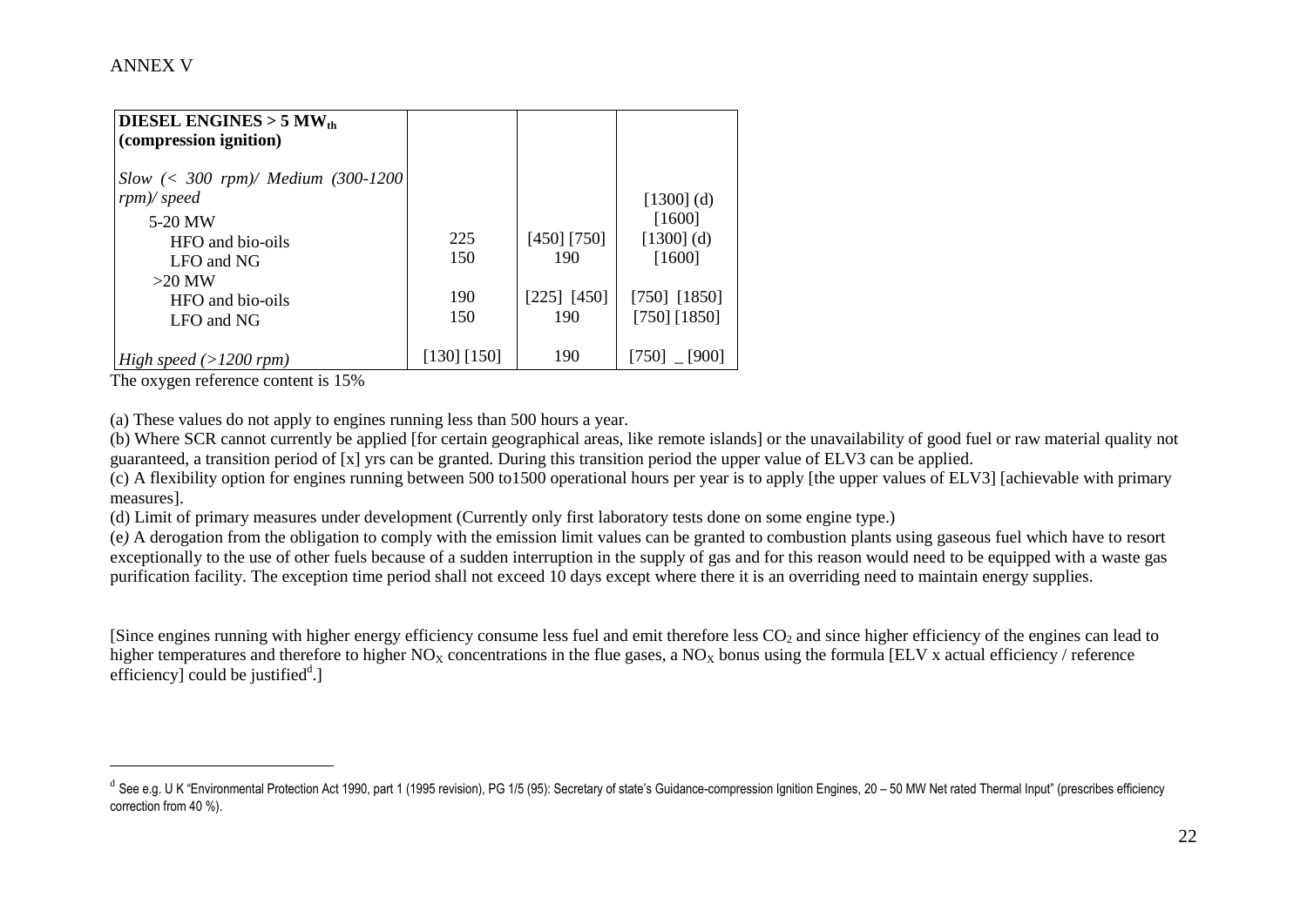ANNEX V

| **DIESEL ENGINES > 5 $MW_{th}$ (compression ignition)** | | | |
|---|---|---|---|
| *Slow (< 300 rpm)/ Medium (300-1200 rpm)/ speed* | | | [1300] (d) |
| 5-20 MW | | | [1600] |
| HFO and bio-oils | 225 | [450] [750] | [1300] (d) |
| LFO and NG | 150 | 190 | [1600] |
| >20 MW | | | |
| HFO and bio-oils | 190 | [225] [450] | [750] [1850] |
| LFO and NG | 150 | 190 | [750] [1850] |
| *High speed (>1200 rpm)* | [130] [150] | 190 | [750] _ [900] |

The oxygen reference content is 15%

(a) These values do not apply to engines running less than 500 hours a year.

(b) Where SCR cannot currently be applied [for certain geographical areas, like remote islands] or the unavailability of good fuel or raw material quality not guaranteed, a transition period of [x] yrs can be granted. During this transition period the upper value of ELV3 can be applied.

(c) A flexibility option for engines running between 500 to1500 operational hours per year is to apply [the upper values of ELV3] [achievable with primary measures].

(d) Limit of primary measures under development (Currently only first laboratory tests done on some engine type.)

(e) A derogation from the obligation to comply with the emission limit values can be granted to combustion plants using gaseous fuel which have to resort exceptionally to the use of other fuels because of a sudden interruption in the supply of gas and for this reason would need to be equipped with a waste gas purification facility. The exception time period shall not exceed 10 days except where there it is an overriding need to maintain energy supplies.

[Since engines running with higher energy efficiency consume less fuel and emit therefore less $CO_2$ and since higher efficiency of the engines can lead to higher temperatures and therefore to higher $NO_X$ concentrations in the flue gases, a $NO_X$ bonus using the formula [ELV x actual efficiency / reference efficiency] could be justified[d].]

---

[d] See e.g. U K "Environmental Protection Act 1990, part 1 (1995 revision), PG 1/5 (95): Secretary of state's Guidance-compression Ignition Engines, 20 – 50 MW Net rated Thermal Input" (prescribes efficiency correction from 40 %).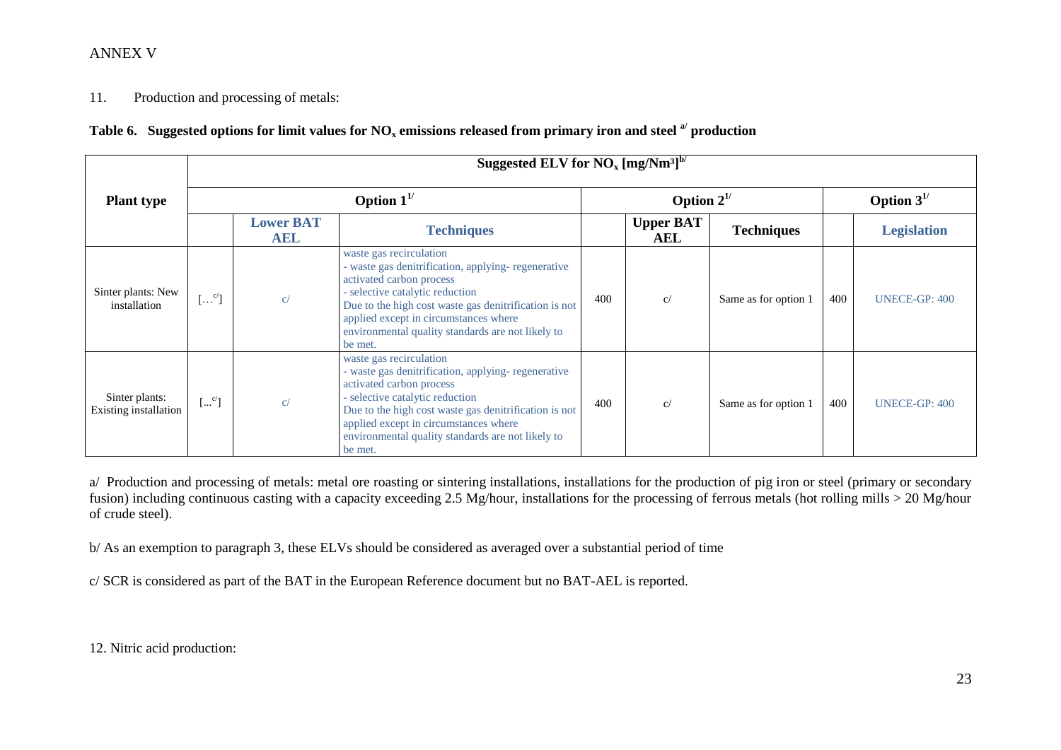ANNEX V

11. Production and processing of metals:

**Table 6. Suggested options for limit values for $NO_x$ emissions released from primary iron and steel [a/] production**

| Plant type | Suggested ELV for $NO_x$ [mg/Nm³][b/] | | | | | | | |
|---|---|---|---|---|---|---|---|---|
| | Option 1[1/] | | | Option 2[1/] | | | Option 3[1/] | |
| | | **Lower BAT AEL** | **Techniques** | | **Upper BAT AEL** | **Techniques** | | **Legislation** |
| Sinter plants: New installation | […[c/]] | c/ | waste gas recirculation<br>- waste gas denitrification, applying- regenerative activated carbon process<br>- selective catalytic reduction<br>Due to the high cost waste gas denitrification is not applied except in circumstances where environmental quality standards are not likely to be met. | 400 | c/ | Same as for option 1 | 400 | UNECE-GP: 400 |
| Sinter plants: Existing installation | […[c/]] | c/ | waste gas recirculation<br>- waste gas denitrification, applying- regenerative activated carbon process<br>- selective catalytic reduction<br>Due to the high cost waste gas denitrification is not applied except in circumstances where environmental quality standards are not likely to be met. | 400 | c/ | Same as for option 1 | 400 | UNECE-GP: 400 |

a/ Production and processing of metals: metal ore roasting or sintering installations, installations for the production of pig iron or steel (primary or secondary fusion) including continuous casting with a capacity exceeding 2.5 Mg/hour, installations for the processing of ferrous metals (hot rolling mills > 20 Mg/hour of crude steel).

b/ As an exemption to paragraph 3, these ELVs should be considered as averaged over a substantial period of time

c/ SCR is considered as part of the BAT in the European Reference document but no BAT-AEL is reported.

12. Nitric acid production: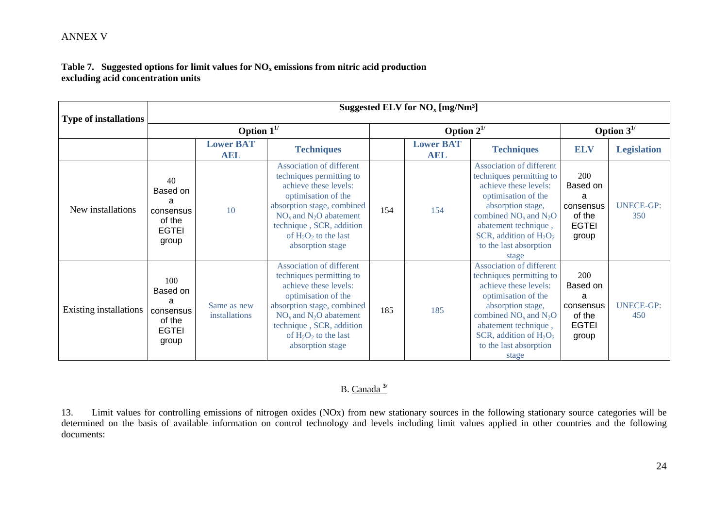ANNEX V

**Table 7. Suggested options for limit values for $NO_x$ emissions from nitric acid production excluding acid concentration units**

| Type of installations | Suggested ELV for $NO_x$ [mg/Nm³] | | | | | | | |
|---|---|---|---|---|---|---|---|---|
| | Option 1[1/] | | | Option 2[1/] | | | Option 3[1/] | |
| | | Lower BAT AEL | Techniques | | Lower BAT AEL | Techniques | ELV | Legislation |
| New installations | 40 Based on a consensus of the EGTEI group | 10 | Association of different techniques permitting to achieve these levels: optimisation of the absorption stage, combined $NO_x$ and $N_2O$ abatement technique , SCR, addition of $H_2O_2$ to the last absorption stage | 154 | 154 | Association of different techniques permitting to achieve these levels: optimisation of the absorption stage, combined $NO_x$ and $N_2O$ abatement technique , SCR, addition of $H_2O_2$ to the last absorption stage | 200 Based on a consensus of the EGTEI group | UNECE-GP: 350 |
| Existing installations | 100 Based on a consensus of the EGTEI group | Same as new installations | Association of different techniques permitting to achieve these levels: optimisation of the absorption stage, combined $NO_x$ and $N_2O$ abatement technique , SCR, addition of $H_2O_2$ to the last absorption stage | 185 | 185 | Association of different techniques permitting to achieve these levels: optimisation of the absorption stage, combined $NO_x$ and $N_2O$ abatement technique , SCR, addition of $H_2O_2$ to the last absorption stage | 200 Based on a consensus of the EGTEI group | UNECE-GP: 450 |

B. Canada [3/]

13. Limit values for controlling emissions of nitrogen oxides (NOx) from new stationary sources in the following stationary source categories will be determined on the basis of available information on control technology and levels including limit values applied in other countries and the following documents: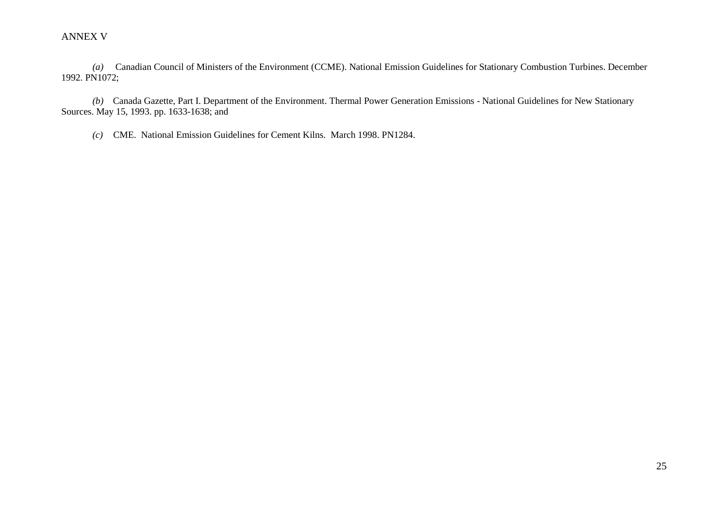ANNEX V

*(a)* Canadian Council of Ministers of the Environment (CCME). National Emission Guidelines for Stationary Combustion Turbines. December 1992. PN1072;

*(b)* Canada Gazette, Part I. Department of the Environment. Thermal Power Generation Emissions - National Guidelines for New Stationary Sources. May 15, 1993. pp. 1633-1638; and

*(c)* CME. National Emission Guidelines for Cement Kilns. March 1998. PN1284.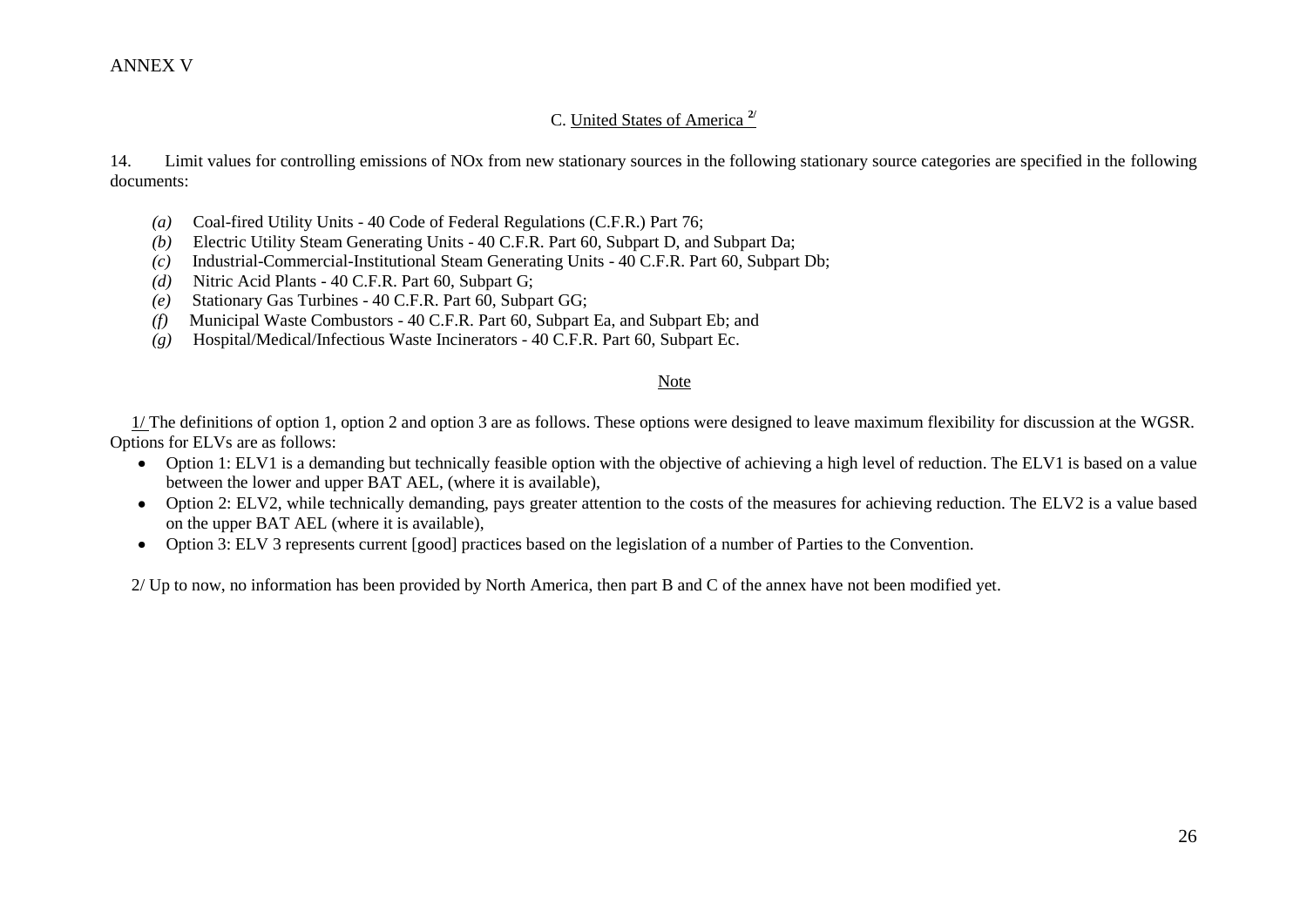ANNEX V

## C. United States of America [2/]

14. Limit values for controlling emissions of NOx from new stationary sources in the following stationary source categories are specified in the following documents:

- *(a)* Coal-fired Utility Units - 40 Code of Federal Regulations (C.F.R.) Part 76;
- *(b)* Electric Utility Steam Generating Units - 40 C.F.R. Part 60, Subpart D, and Subpart Da;
- *(c)* Industrial-Commercial-Institutional Steam Generating Units - 40 C.F.R. Part 60, Subpart Db;
- *(d)* Nitric Acid Plants - 40 C.F.R. Part 60, Subpart G;
- *(e)* Stationary Gas Turbines - 40 C.F.R. Part 60, Subpart GG;
- *(f)* Municipal Waste Combustors - 40 C.F.R. Part 60, Subpart Ea, and Subpart Eb; and
- *(g)* Hospital/Medical/Infectious Waste Incinerators - 40 C.F.R. Part 60, Subpart Ec.

Note

1/ The definitions of option 1, option 2 and option 3 are as follows. These options were designed to leave maximum flexibility for discussion at the WGSR. Options for ELVs are as follows:

- Option 1: ELV1 is a demanding but technically feasible option with the objective of achieving a high level of reduction. The ELV1 is based on a value between the lower and upper BAT AEL, (where it is available),
- Option 2: ELV2, while technically demanding, pays greater attention to the costs of the measures for achieving reduction. The ELV2 is a value based on the upper BAT AEL (where it is available),
- Option 3: ELV 3 represents current [good] practices based on the legislation of a number of Parties to the Convention.

2/ Up to now, no information has been provided by North America, then part B and C of the annex have not been modified yet.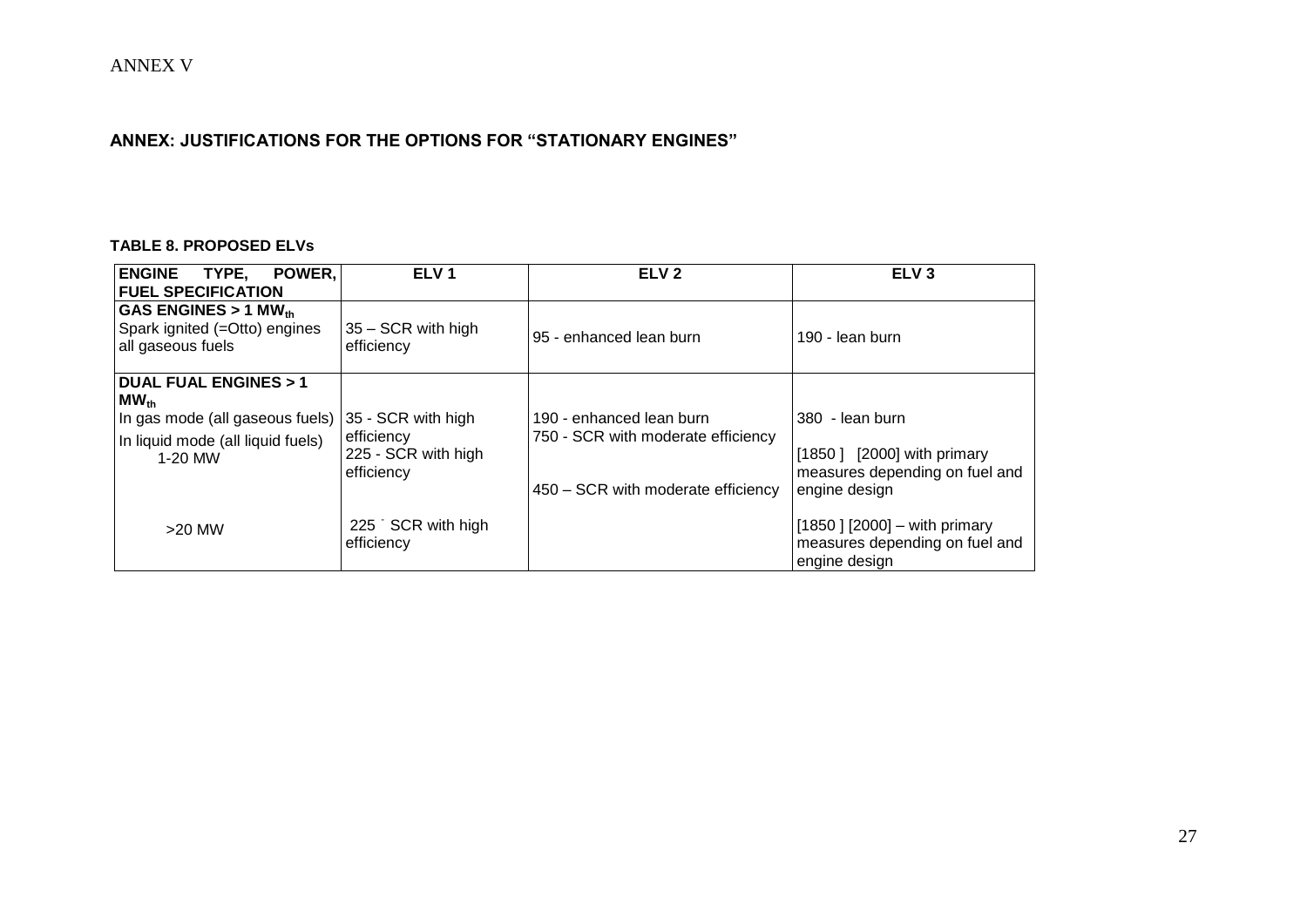ANNEX V

## ANNEX: JUSTIFICATIONS FOR THE OPTIONS FOR "STATIONARY ENGINES"

**TABLE 8. PROPOSED ELVs**

| ENGINE TYPE, POWER, FUEL SPECIFICATION | ELV 1 | ELV 2 | ELV 3 |
|---|---|---|---|
| **GAS ENGINES > 1 $MW_{th}$**<br>Spark ignited (=Otto) engines all gaseous fuels | 35 – SCR with high efficiency | 95 - enhanced lean burn | 190 - lean burn |
| **DUAL FUAL ENGINES > 1 $MW_{th}$**<br>In gas mode (all gaseous fuels) | 35 - SCR with high efficiency | 190 - enhanced lean burn | 380 - lean burn |
| In liquid mode (all liquid fuels)<br>1-20 MW | 225 - SCR with high efficiency | 750 - SCR with moderate efficiency<br><br>450 – SCR with moderate efficiency | [1850 ] [2000] with primary measures depending on fuel and engine design |
| >20 MW | 225 ˉ SCR with high efficiency | | [1850 ] [2000] – with primary measures depending on fuel and engine design |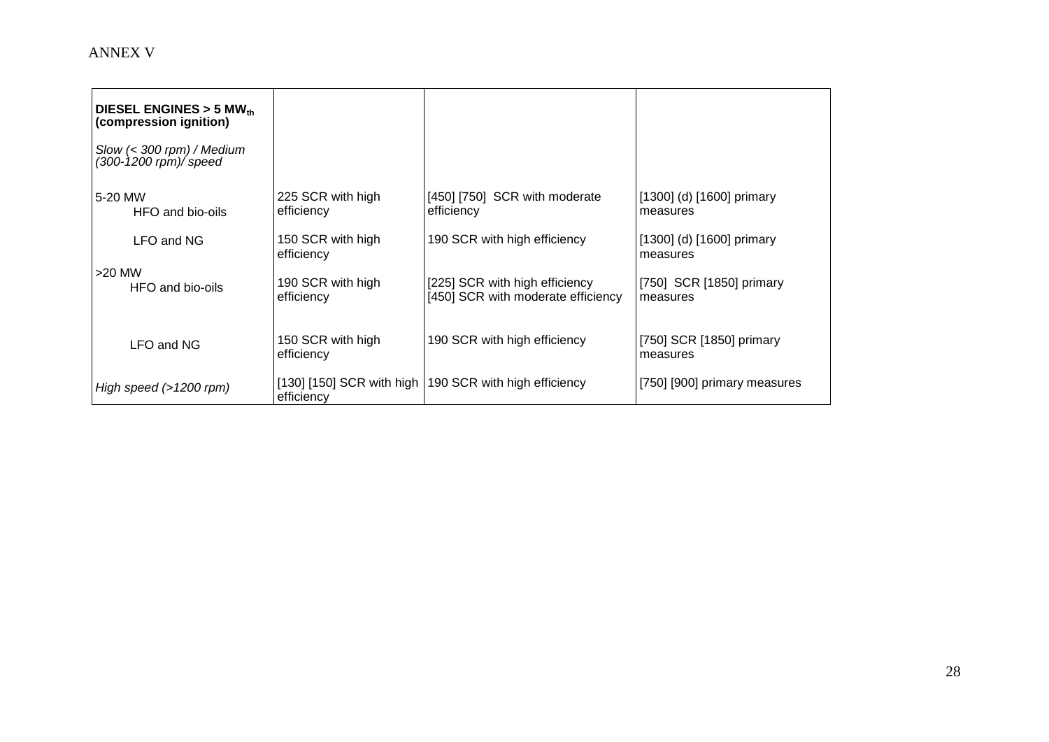ANNEX V

| **DIESEL ENGINES > 5 $MW_{th}$ (compression ignition)**<br><br>*Slow (< 300 rpm) / Medium (300-1200 rpm)/ speed* | | | |
|---|---|---|---|
| 5-20 MW<br>HFO and bio-oils | 225 SCR with high efficiency | [450] [750] SCR with moderate efficiency | [1300] (d) [1600] primary measures |
| LFO and NG | 150 SCR with high efficiency | 190 SCR with high efficiency | [1300] (d) [1600] primary measures |
| >20 MW<br>HFO and bio-oils | 190 SCR with high efficiency | [225] SCR with high efficiency<br>[450] SCR with moderate efficiency | [750] SCR [1850] primary measures |
| LFO and NG | 150 SCR with high efficiency | 190 SCR with high efficiency | [750] SCR [1850] primary measures |
| *High speed (>1200 rpm)* | [130] [150] SCR with high efficiency | 190 SCR with high efficiency | [750] [900] primary measures |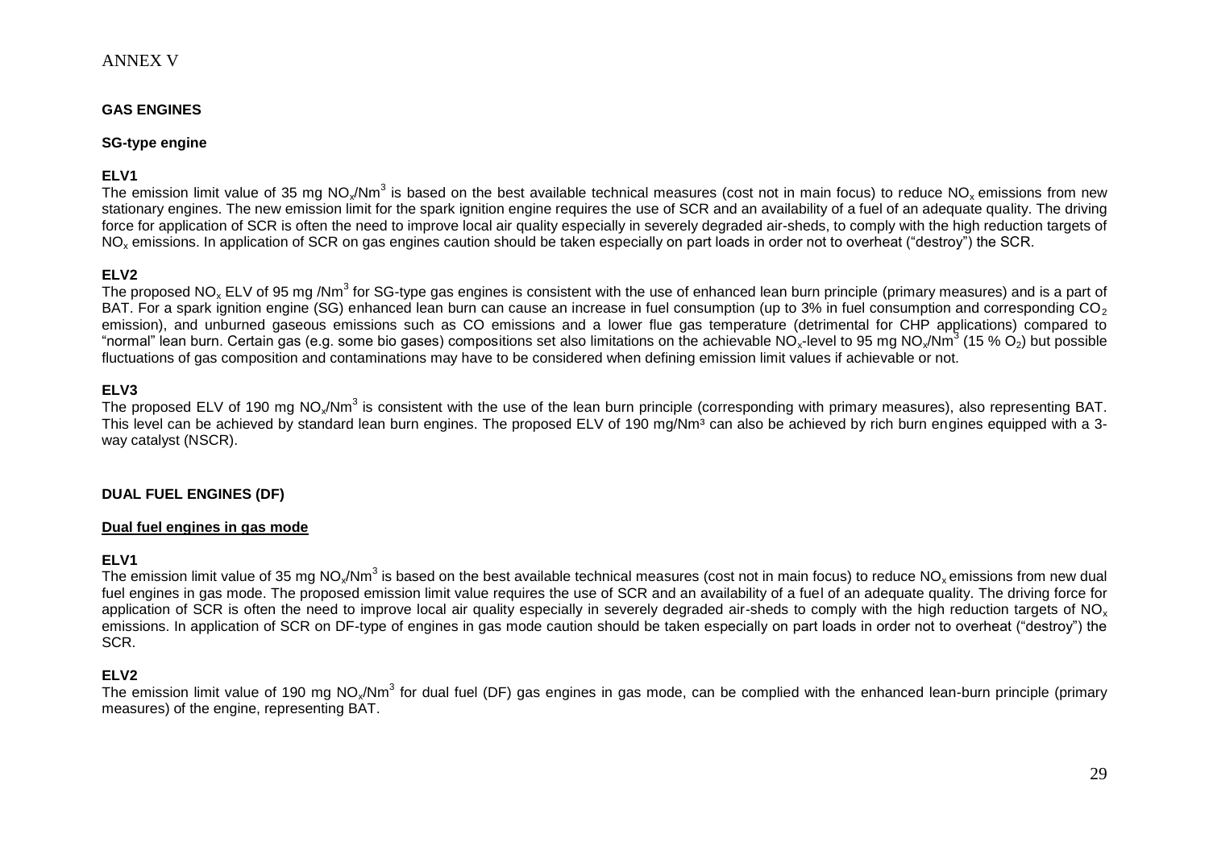ANNEX V

## GAS ENGINES

### SG-type engine

#### ELV1

The emission limit value of 35 mg $NO_x$/$Nm^3$ is based on the best available technical measures (cost not in main focus) to reduce $NO_x$ emissions from new stationary engines. The new emission limit for the spark ignition engine requires the use of SCR and an availability of a fuel of an adequate quality. The driving force for application of SCR is often the need to improve local air quality especially in severely degraded air-sheds, to comply with the high reduction targets of $NO_x$ emissions. In application of SCR on gas engines caution should be taken especially on part loads in order not to overheat ("destroy") the SCR.

#### ELV2

The proposed $NO_x$ ELV of 95 mg /$Nm^3$ for SG-type gas engines is consistent with the use of enhanced lean burn principle (primary measures) and is a part of BAT. For a spark ignition engine (SG) enhanced lean burn can cause an increase in fuel consumption (up to 3% in fuel consumption and corresponding $CO_2$ emission), and unburned gaseous emissions such as CO emissions and a lower flue gas temperature (detrimental for CHP applications) compared to "normal" lean burn. Certain gas (e.g. some bio gases) compositions set also limitations on the achievable $NO_x$-level to 95 mg $NO_x$/$Nm^3$ (15 % $O_2$) but possible fluctuations of gas composition and contaminations may have to be considered when defining emission limit values if achievable or not.

#### ELV3

The proposed ELV of 190 mg $NO_x$/$Nm^3$ is consistent with the use of the lean burn principle (corresponding with primary measures), also representing BAT. This level can be achieved by standard lean burn engines. The proposed ELV of 190 mg/$Nm^3$ can also be achieved by rich burn engines equipped with a 3-way catalyst (NSCR).

## DUAL FUEL ENGINES (DF)

### Dual fuel engines in gas mode

#### ELV1

The emission limit value of 35 mg $NO_x$/$Nm^3$ is based on the best available technical measures (cost not in main focus) to reduce $NO_x$ emissions from new dual fuel engines in gas mode. The proposed emission limit value requires the use of SCR and an availability of a fuel of an adequate quality. The driving force for application of SCR is often the need to improve local air quality especially in severely degraded air-sheds to comply with the high reduction targets of $NO_x$ emissions. In application of SCR on DF-type of engines in gas mode caution should be taken especially on part loads in order not to overheat ("destroy") the SCR.

#### ELV2

The emission limit value of 190 mg $NO_x$/$Nm^3$ for dual fuel (DF) gas engines in gas mode, can be complied with the enhanced lean-burn principle (primary measures) of the engine, representing BAT.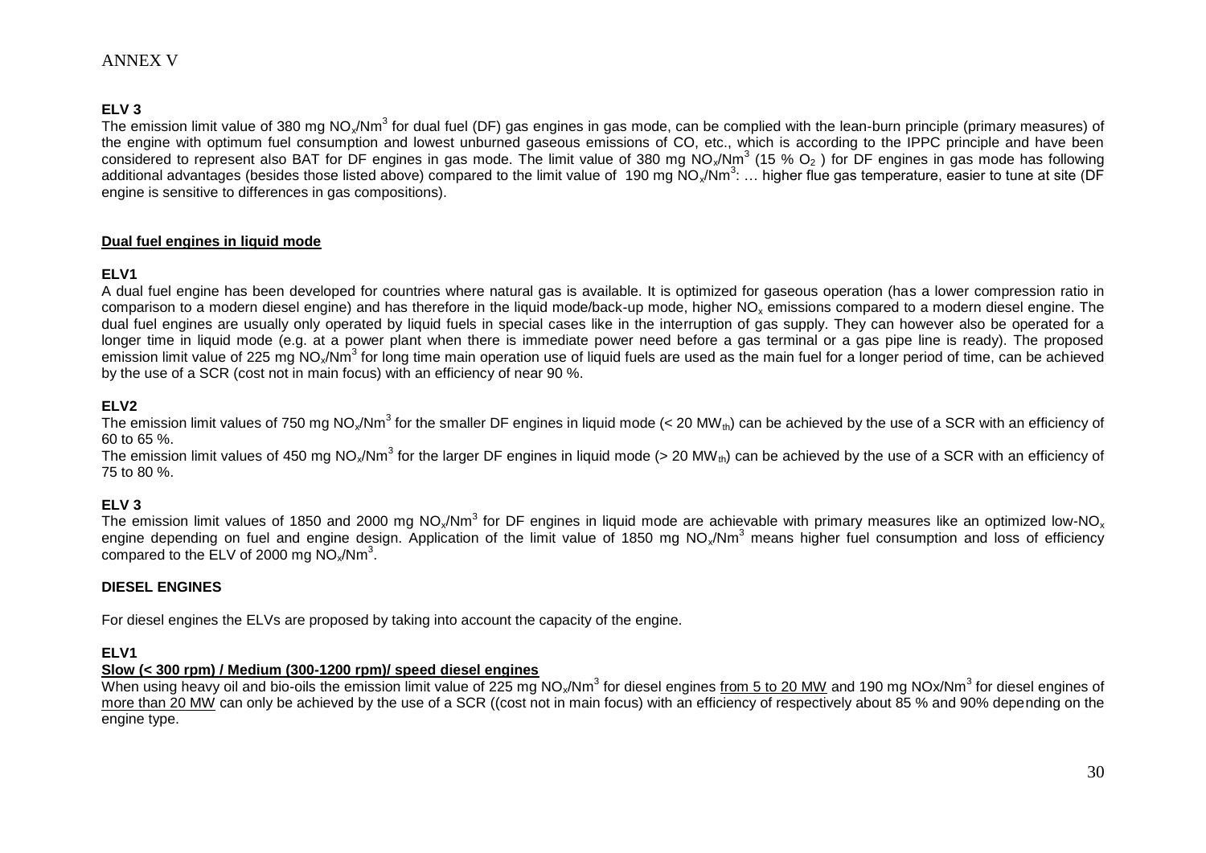ANNEX V

**ELV 3**

The emission limit value of 380 mg $NO_x/Nm^3$ for dual fuel (DF) gas engines in gas mode, can be complied with the lean-burn principle (primary measures) of the engine with optimum fuel consumption and lowest unburned gaseous emissions of CO, etc., which is according to the IPPC principle and have been considered to represent also BAT for DF engines in gas mode. The limit value of 380 mg $NO_x/Nm^3$ (15 % $O_2$ ) for DF engines in gas mode has following additional advantages (besides those listed above) compared to the limit value of 190 mg $NO_x/Nm^3$: … higher flue gas temperature, easier to tune at site (DF engine is sensitive to differences in gas compositions).

**Dual fuel engines in liquid mode**

**ELV1**

A dual fuel engine has been developed for countries where natural gas is available. It is optimized for gaseous operation (has a lower compression ratio in comparison to a modern diesel engine) and has therefore in the liquid mode/back-up mode, higher $NO_x$ emissions compared to a modern diesel engine. The dual fuel engines are usually only operated by liquid fuels in special cases like in the interruption of gas supply. They can however also be operated for a longer time in liquid mode (e.g. at a power plant when there is immediate power need before a gas terminal or a gas pipe line is ready). The proposed emission limit value of 225 mg $NO_x/Nm^3$ for long time main operation use of liquid fuels are used as the main fuel for a longer period of time, can be achieved by the use of a SCR (cost not in main focus) with an efficiency of near 90 %.

**ELV2**

The emission limit values of 750 mg $NO_x/Nm^3$ for the smaller DF engines in liquid mode (< 20 $MW_{th}$) can be achieved by the use of a SCR with an efficiency of 60 to 65 %.

The emission limit values of 450 mg $NO_x/Nm^3$ for the larger DF engines in liquid mode (> 20 $MW_{th}$) can be achieved by the use of a SCR with an efficiency of 75 to 80 %.

**ELV 3**

The emission limit values of 1850 and 2000 mg $NO_x/Nm^3$ for DF engines in liquid mode are achievable with primary measures like an optimized low-$NO_x$ engine depending on fuel and engine design. Application of the limit value of 1850 mg $NO_x/Nm^3$ means higher fuel consumption and loss of efficiency compared to the ELV of 2000 mg $NO_x/Nm^3$.

**DIESEL ENGINES**

For diesel engines the ELVs are proposed by taking into account the capacity of the engine.

**ELV1**

**Slow (< 300 rpm) / Medium (300-1200 rpm)/ speed diesel engines**

When using heavy oil and bio-oils the emission limit value of 225 mg $NO_x/Nm^3$ for diesel engines from 5 to 20 MW and 190 mg $NO_x/Nm^3$ for diesel engines of more than 20 MW can only be achieved by the use of a SCR ((cost not in main focus) with an efficiency of respectively about 85 % and 90% depending on the engine type.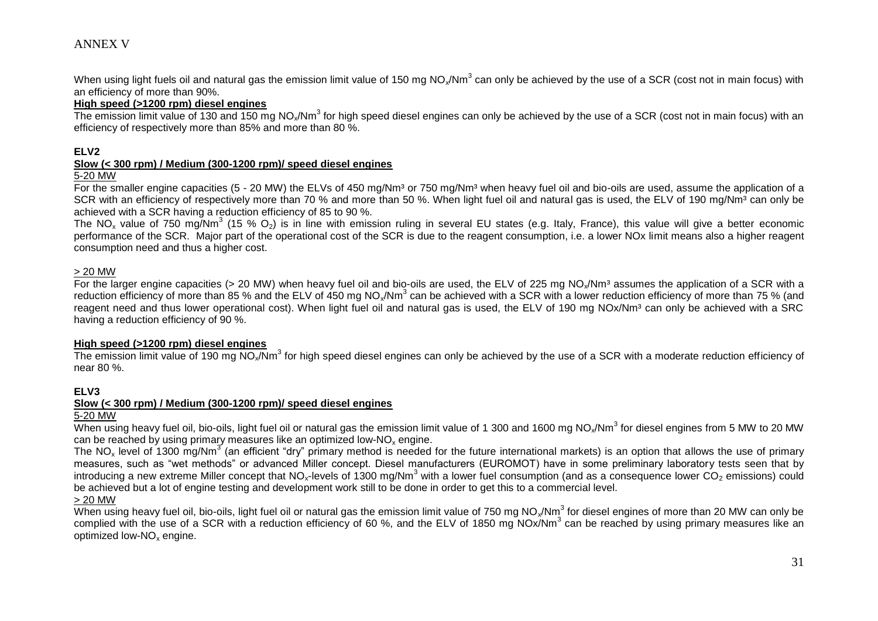# ANNEX V

When using light fuels oil and natural gas the emission limit value of 150 mg $NO_x/Nm^3$ can only be achieved by the use of a SCR (cost not in main focus) with an efficiency of more than 90%.

**High speed (>1200 rpm) diesel engines**

The emission limit value of 130 and 150 mg $NO_x/Nm^3$ for high speed diesel engines can only be achieved by the use of a SCR (cost not in main focus) with an efficiency of respectively more than 85% and more than 80 %.

**ELV2**

**Slow (< 300 rpm) / Medium (300-1200 rpm)/ speed diesel engines**

5-20 MW

For the smaller engine capacities (5 - 20 MW) the ELVs of 450 mg/Nm³ or 750 mg/Nm³ when heavy fuel oil and bio-oils are used, assume the application of a SCR with an efficiency of respectively more than 70 % and more than 50 %. When light fuel oil and natural gas is used, the ELV of 190 mg/Nm³ can only be achieved with a SCR having a reduction efficiency of 85 to 90 %.

The $NO_x$ value of 750 mg/$Nm^3$ (15 % $O_2$) is in line with emission ruling in several EU states (e.g. Italy, France), this value will give a better economic performance of the SCR. Major part of the operational cost of the SCR is due to the reagent consumption, i.e. a lower NOx limit means also a higher reagent consumption need and thus a higher cost.

> 20 MW

For the larger engine capacities (> 20 MW) when heavy fuel oil and bio-oils are used, the ELV of 225 mg $NO_x$/Nm³ assumes the application of a SCR with a reduction efficiency of more than 85 % and the ELV of 450 mg $NO_x/Nm^3$ can be achieved with a SCR with a lower reduction efficiency of more than 75 % (and reagent need and thus lower operational cost). When light fuel oil and natural gas is used, the ELV of 190 mg NOx/Nm³ can only be achieved with a SRC having a reduction efficiency of 90 %.

**High speed (>1200 rpm) diesel engines**

The emission limit value of 190 mg $NO_x/Nm^3$ for high speed diesel engines can only be achieved by the use of a SCR with a moderate reduction efficiency of near 80 %.

**ELV3**

**Slow (< 300 rpm) / Medium (300-1200 rpm)/ speed diesel engines**

5-20 MW

When using heavy fuel oil, bio-oils, light fuel oil or natural gas the emission limit value of 1 300 and 1600 mg $NO_x/Nm^3$ for diesel engines from 5 MW to 20 MW can be reached by using primary measures like an optimized low-$NO_x$ engine.

The $NO_x$ level of 1300 mg/$Nm^3$ (an efficient "dry" primary method is needed for the future international markets) is an option that allows the use of primary measures, such as "wet methods" or advanced Miller concept. Diesel manufacturers (EUROMOT) have in some preliminary laboratory tests seen that by introducing a new extreme Miller concept that $NO_x$-levels of 1300 mg/$Nm^3$ with a lower fuel consumption (and as a consequence lower $CO_2$ emissions) could be achieved but a lot of engine testing and development work still to be done in order to get this to a commercial level.

> 20 MW

When using heavy fuel oil, bio-oils, light fuel oil or natural gas the emission limit value of 750 mg $NO_x/Nm^3$ for diesel engines of more than 20 MW can only be complied with the use of a SCR with a reduction efficiency of 60 %, and the ELV of 1850 mg NOx/$Nm^3$ can be reached by using primary measures like an optimized low-$NO_x$ engine.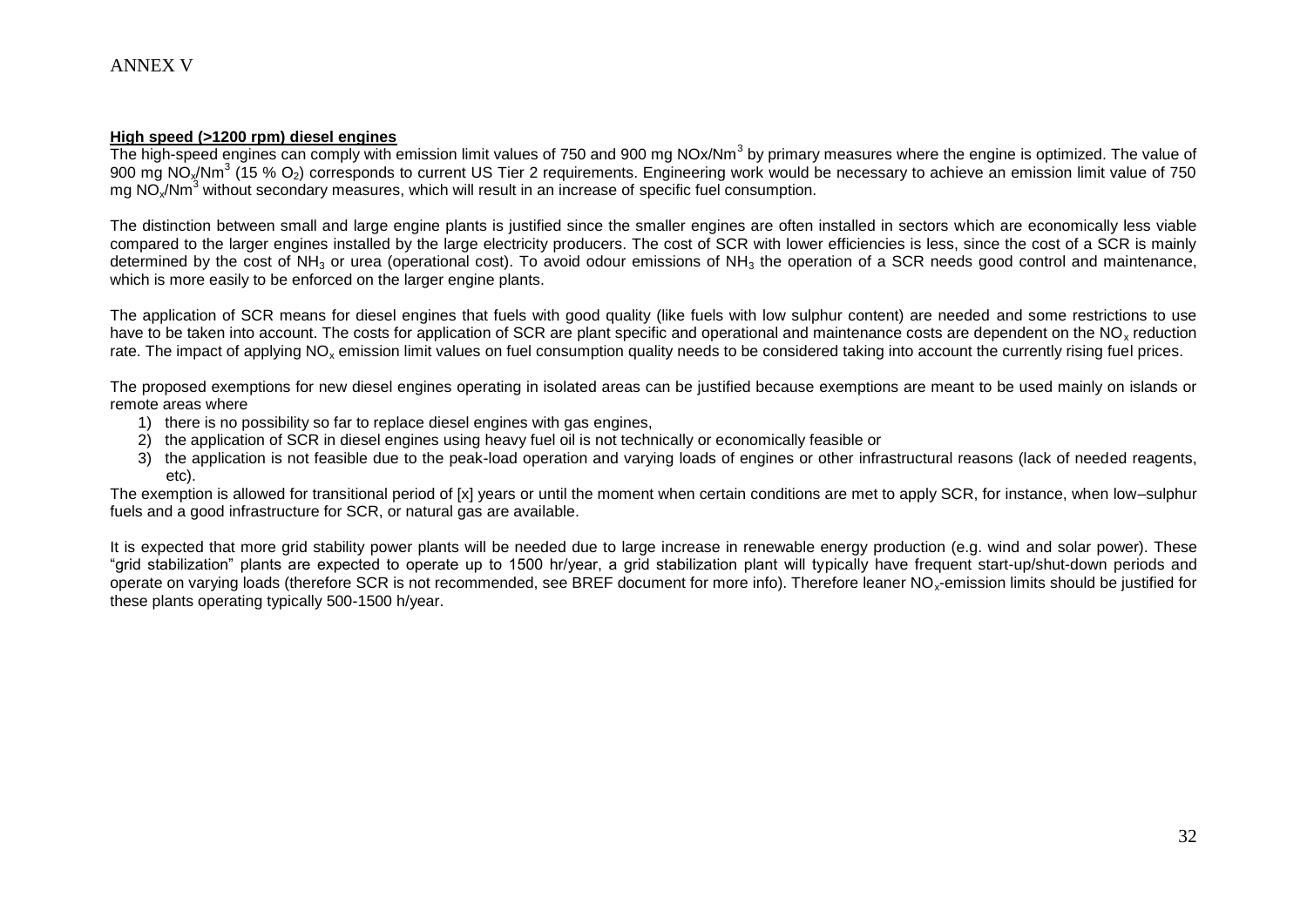ANNEX V

**High speed (>1200 rpm) diesel engines**

The high-speed engines can comply with emission limit values of 750 and 900 mg NOx/$Nm^3$ by primary measures where the engine is optimized. The value of 900 mg $NO_x$/$Nm^3$ (15 % $O_2$) corresponds to current US Tier 2 requirements. Engineering work would be necessary to achieve an emission limit value of 750 mg $NO_x$/$Nm^3$ without secondary measures, which will result in an increase of specific fuel consumption.

The distinction between small and large engine plants is justified since the smaller engines are often installed in sectors which are economically less viable compared to the larger engines installed by the large electricity producers. The cost of SCR with lower efficiencies is less, since the cost of a SCR is mainly determined by the cost of $NH_3$ or urea (operational cost). To avoid odour emissions of $NH_3$ the operation of a SCR needs good control and maintenance, which is more easily to be enforced on the larger engine plants.

The application of SCR means for diesel engines that fuels with good quality (like fuels with low sulphur content) are needed and some restrictions to use have to be taken into account. The costs for application of SCR are plant specific and operational and maintenance costs are dependent on the $NO_x$ reduction rate. The impact of applying $NO_x$ emission limit values on fuel consumption quality needs to be considered taking into account the currently rising fuel prices.

The proposed exemptions for new diesel engines operating in isolated areas can be justified because exemptions are meant to be used mainly on islands or remote areas where

1) there is no possibility so far to replace diesel engines with gas engines,
2) the application of SCR in diesel engines using heavy fuel oil is not technically or economically feasible or
3) the application is not feasible due to the peak-load operation and varying loads of engines or other infrastructural reasons (lack of needed reagents, etc).

The exemption is allowed for transitional period of [x] years or until the moment when certain conditions are met to apply SCR, for instance, when low–sulphur fuels and a good infrastructure for SCR, or natural gas are available.

It is expected that more grid stability power plants will be needed due to large increase in renewable energy production (e.g. wind and solar power). These "grid stabilization" plants are expected to operate up to 1500 hr/year, a grid stabilization plant will typically have frequent start-up/shut-down periods and operate on varying loads (therefore SCR is not recommended, see BREF document for more info). Therefore leaner $NO_x$-emission limits should be justified for these plants operating typically 500-1500 h/year.